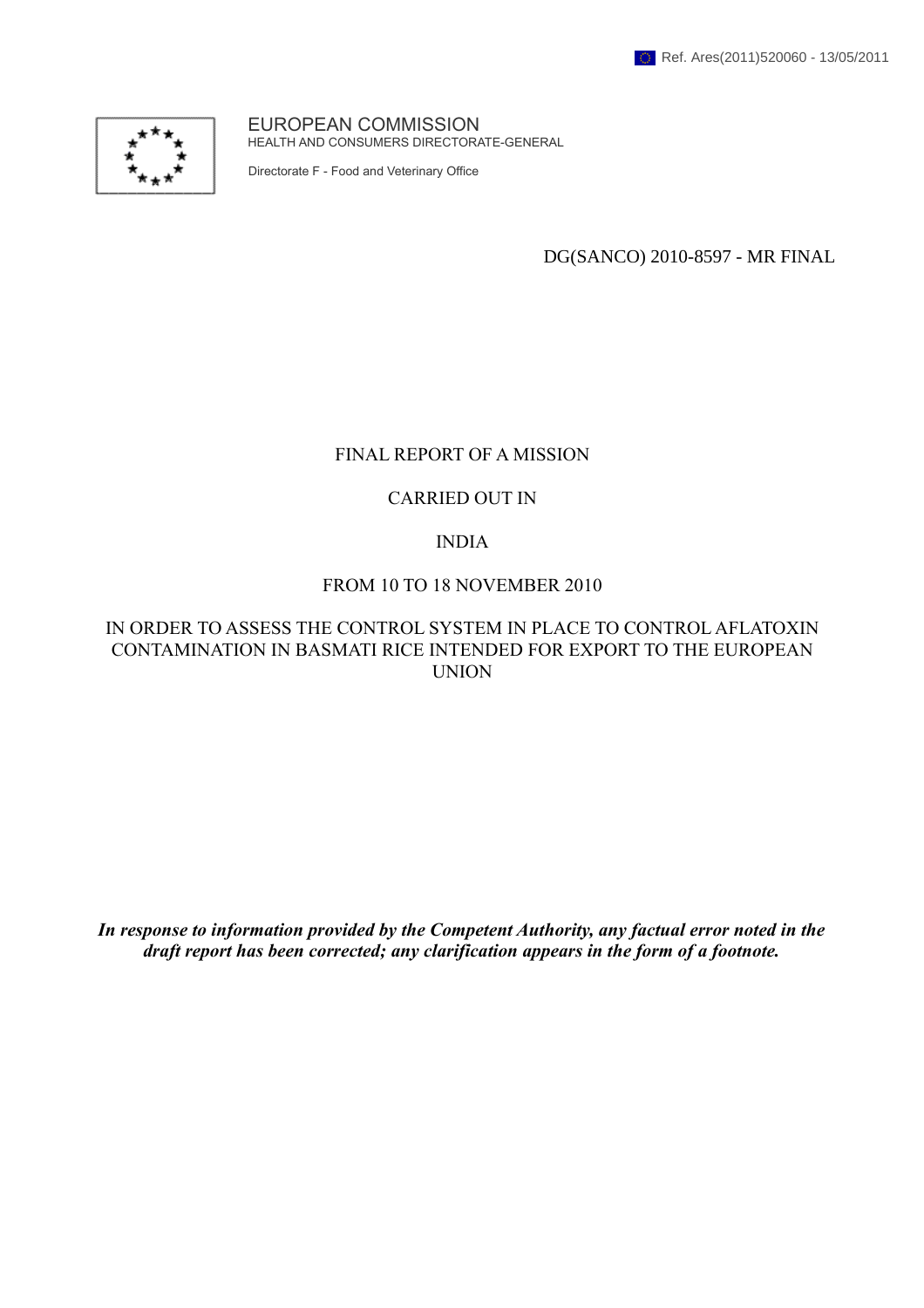Ref. Ares(2011)520060 - 13/05/2011

EUROPEAN COMMISSION
HEALTH AND CONSUMERS DIRECTORATE-GENERAL

Directorate F - Food and Veterinary Office

DG(SANCO) 2010-8597 - MR FINAL

# FINAL REPORT OF A MISSION

# CARRIED OUT IN

# INDIA

# FROM 10 TO 18 NOVEMBER 2010

# IN ORDER TO ASSESS THE CONTROL SYSTEM IN PLACE TO CONTROL AFLATOXIN CONTAMINATION IN BASMATI RICE INTENDED FOR EXPORT TO THE EUROPEAN UNION

***In response to information provided by the Competent Authority, any factual error noted in the draft report has been corrected; any clarification appears in the form of a footnote.***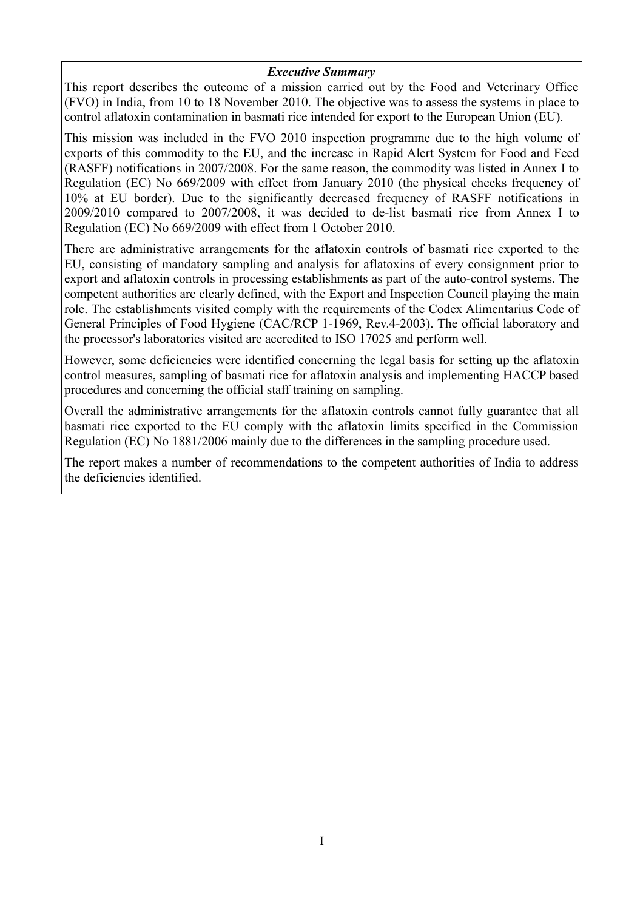***Executive Summary***

This report describes the outcome of a mission carried out by the Food and Veterinary Office (FVO) in India, from 10 to 18 November 2010. The objective was to assess the systems in place to control aflatoxin contamination in basmati rice intended for export to the European Union (EU).

This mission was included in the FVO 2010 inspection programme due to the high volume of exports of this commodity to the EU, and the increase in Rapid Alert System for Food and Feed (RASFF) notifications in 2007/2008. For the same reason, the commodity was listed in Annex I to Regulation (EC) No 669/2009 with effect from January 2010 (the physical checks frequency of 10% at EU border). Due to the significantly decreased frequency of RASFF notifications in 2009/2010 compared to 2007/2008, it was decided to de-list basmati rice from Annex I to Regulation (EC) No 669/2009 with effect from 1 October 2010.

There are administrative arrangements for the aflatoxin controls of basmati rice exported to the EU, consisting of mandatory sampling and analysis for aflatoxins of every consignment prior to export and aflatoxin controls in processing establishments as part of the auto-control systems. The competent authorities are clearly defined, with the Export and Inspection Council playing the main role. The establishments visited comply with the requirements of the Codex Alimentarius Code of General Principles of Food Hygiene (CAC/RCP 1-1969, Rev.4-2003). The official laboratory and the processor's laboratories visited are accredited to ISO 17025 and perform well.

However, some deficiencies were identified concerning the legal basis for setting up the aflatoxin control measures, sampling of basmati rice for aflatoxin analysis and implementing HACCP based procedures and concerning the official staff training on sampling.

Overall the administrative arrangements for the aflatoxin controls cannot fully guarantee that all basmati rice exported to the EU comply with the aflatoxin limits specified in the Commission Regulation (EC) No 1881/2006 mainly due to the differences in the sampling procedure used.

The report makes a number of recommendations to the competent authorities of India to address the deficiencies identified.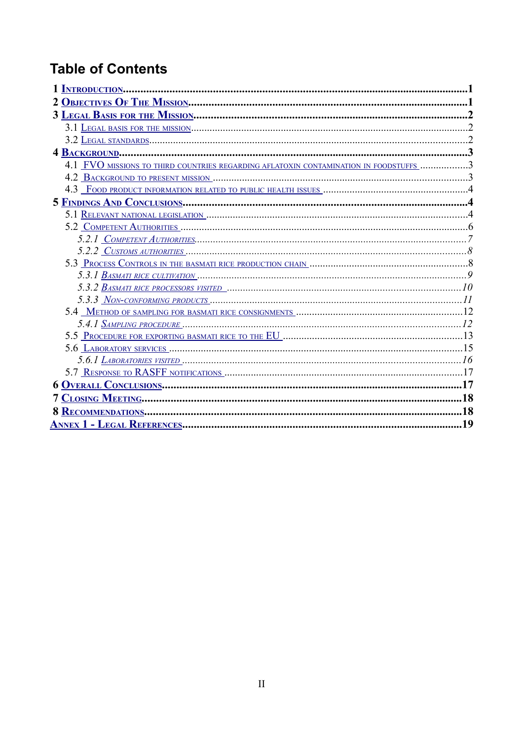# Table of Contents

**1 Introduction** .......... **1**

**2 Objectives Of The Mission** .......... **1**

**3 Legal Basis for the Mission** .......... **2**

- 3.1 Legal basis for the mission .......... 2
- 3.2 Legal standards .......... 2

**4 Background** .......... **3**

- 4.1 FVO missions to third countries regarding aflatoxin contamination in foodstuffs .......... 3
- 4.2 Background to present mission .......... 3
- 4.3 Food product information related to public health issues .......... 4

**5 Findings And Conclusions** .......... **4**

- 5.1 Relevant national legislation .......... 4
- 5.2 Competent Authorities .......... 6
  - *5.2.1 Competent Authorities* .......... *7*
  - *5.2.2 Customs authorities* .......... *8*
- 5.3 Process Controls in the basmati rice production chain .......... 8
  - *5.3.1 Basmati rice cultivation* .......... *9*
  - *5.3.2 Basmati rice processors visited* .......... *10*
  - *5.3.3 Non-conforming products* .......... *11*
- 5.4 Method of sampling for basmati rice consignments .......... 12
  - *5.4.1 Sampling procedure* .......... *12*
- 5.5 Procedure for exporting basmati rice to the EU .......... 13
- 5.6 Laboratory services .......... 15
  - *5.6.1 Laboratories visited* .......... *16*
- 5.7 Response to RASFF notifications .......... 17

**6 Overall Conclusions** .......... **17**

**7 Closing Meeting** .......... **18**

**8 Recommendations** .......... **18**

**Annex 1 - Legal References** .......... **19**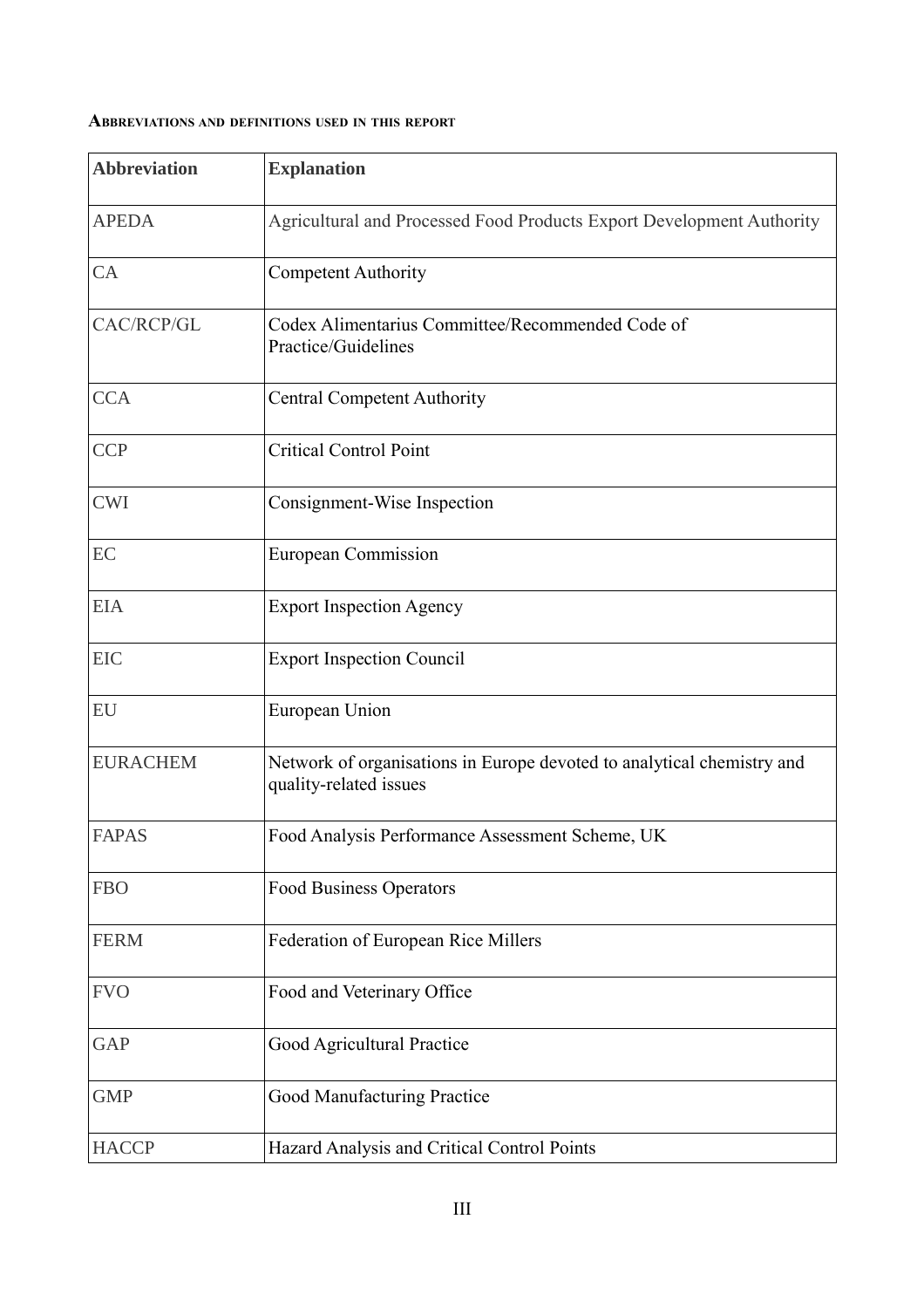**Abbreviations and definitions used in this report**

| Abbreviation | Explanation |
|---|---|
| APEDA | Agricultural and Processed Food Products Export Development Authority |
| CA | Competent Authority |
| CAC/RCP/GL | Codex Alimentarius Committee/Recommended Code of Practice/Guidelines |
| CCA | Central Competent Authority |
| CCP | Critical Control Point |
| CWI | Consignment-Wise Inspection |
| EC | European Commission |
| EIA | Export Inspection Agency |
| EIC | Export Inspection Council |
| EU | European Union |
| EURACHEM | Network of organisations in Europe devoted to analytical chemistry and quality-related issues |
| FAPAS | Food Analysis Performance Assessment Scheme, UK |
| FBO | Food Business Operators |
| FERM | Federation of European Rice Millers |
| FVO | Food and Veterinary Office |
| GAP | Good Agricultural Practice |
| GMP | Good Manufacturing Practice |
| HACCP | Hazard Analysis and Critical Control Points |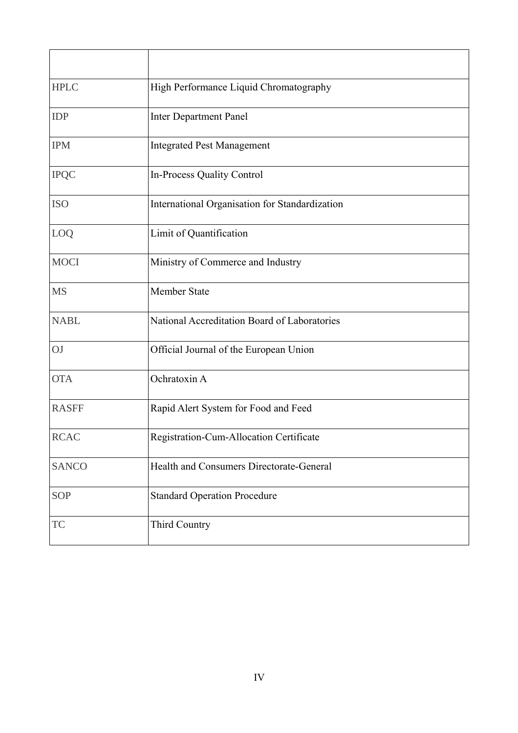| | |
|---|---|
| HPLC | High Performance Liquid Chromatography |
| IDP | Inter Department Panel |
| IPM | Integrated Pest Management |
| IPQC | In-Process Quality Control |
| ISO | International Organisation for Standardization |
| LOQ | Limit of Quantification |
| MOCI | Ministry of Commerce and Industry |
| MS | Member State |
| NABL | National Accreditation Board of Laboratories |
| OJ | Official Journal of the European Union |
| OTA | Ochratoxin A |
| RASFF | Rapid Alert System for Food and Feed |
| RCAC | Registration-Cum-Allocation Certificate |
| SANCO | Health and Consumers Directorate-General |
| SOP | Standard Operation Procedure |
| TC | Third Country |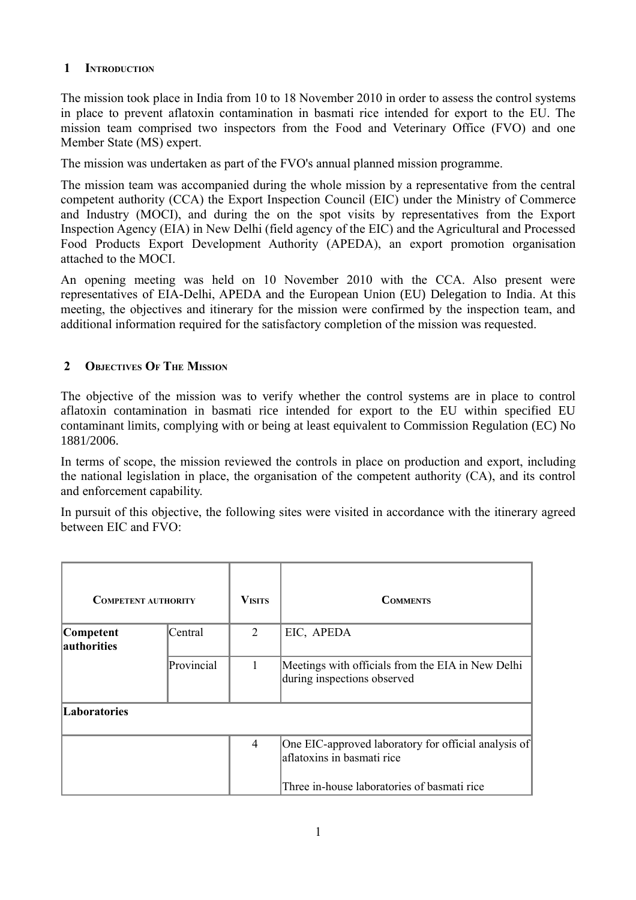## 1 Introduction

The mission took place in India from 10 to 18 November 2010 in order to assess the control systems in place to prevent aflatoxin contamination in basmati rice intended for export to the EU. The mission team comprised two inspectors from the Food and Veterinary Office (FVO) and one Member State (MS) expert.

The mission was undertaken as part of the FVO's annual planned mission programme.

The mission team was accompanied during the whole mission by a representative from the central competent authority (CCA) the Export Inspection Council (EIC) under the Ministry of Commerce and Industry (MOCI), and during the on the spot visits by representatives from the Export Inspection Agency (EIA) in New Delhi (field agency of the EIC) and the Agricultural and Processed Food Products Export Development Authority (APEDA), an export promotion organisation attached to the MOCI.

An opening meeting was held on 10 November 2010 with the CCA. Also present were representatives of EIA-Delhi, APEDA and the European Union (EU) Delegation to India. At this meeting, the objectives and itinerary for the mission were confirmed by the inspection team, and additional information required for the satisfactory completion of the mission was requested.

## 2 Objectives Of The Mission

The objective of the mission was to verify whether the control systems are in place to control aflatoxin contamination in basmati rice intended for export to the EU within specified EU contaminant limits, complying with or being at least equivalent to Commission Regulation (EC) No 1881/2006.

In terms of scope, the mission reviewed the controls in place on production and export, including the national legislation in place, the organisation of the competent authority (CA), and its control and enforcement capability.

In pursuit of this objective, the following sites were visited in accordance with the itinerary agreed between EIC and FVO:

| Competent authority | | Visits | Comments |
|---|---|---|---|
| **Competent authorities** | Central | 2 | EIC, APEDA |
| | Provincial | 1 | Meetings with officials from the EIA in New Delhi during inspections observed |
| **Laboratories** | | | |
| | | 4 | One EIC-approved laboratory for official analysis of aflatoxins in basmati rice<br><br>Three in-house laboratories of basmati rice |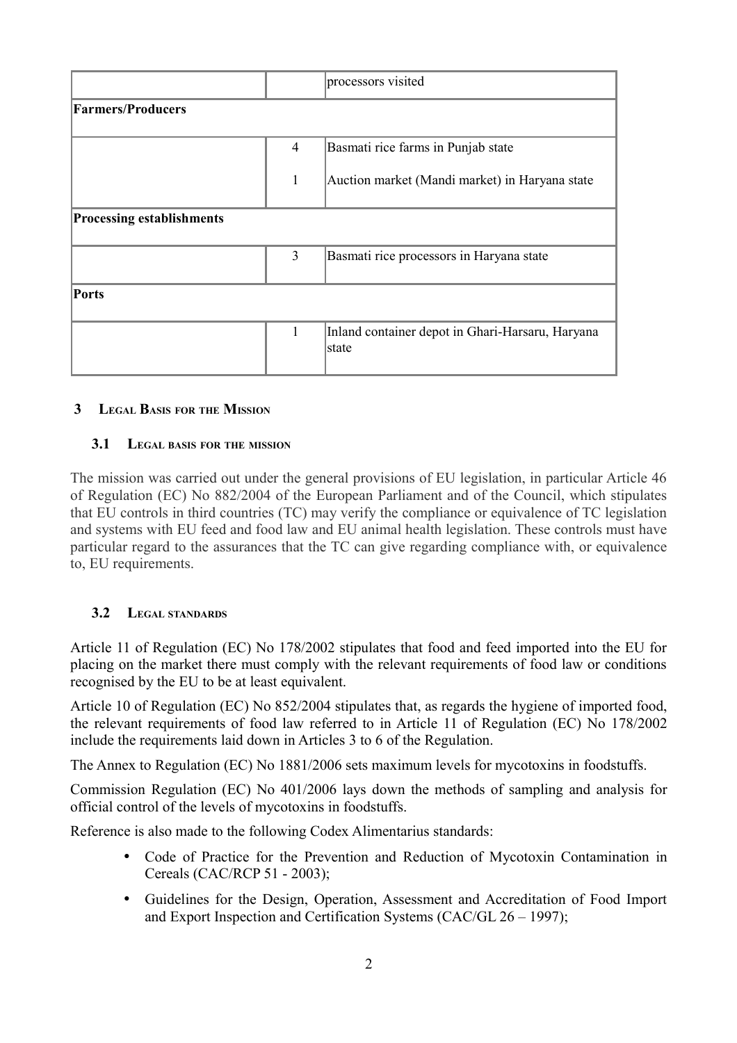| | | processors visited |
|---|---|---|
| **Farmers/Producers** | | |
| | 4 | Basmati rice farms in Punjab state |
| | 1 | Auction market (Mandi market) in Haryana state |
| **Processing establishments** | | |
| | 3 | Basmati rice processors in Haryana state |
| **Ports** | | |
| | 1 | Inland container depot in Ghari-Harsaru, Haryana state |

## 3 Legal Basis for the Mission

### 3.1 Legal basis for the mission

The mission was carried out under the general provisions of EU legislation, in particular Article 46 of Regulation (EC) No 882/2004 of the European Parliament and of the Council, which stipulates that EU controls in third countries (TC) may verify the compliance or equivalence of TC legislation and systems with EU feed and food law and EU animal health legislation. These controls must have particular regard to the assurances that the TC can give regarding compliance with, or equivalence to, EU requirements.

### 3.2 Legal standards

Article 11 of Regulation (EC) No 178/2002 stipulates that food and feed imported into the EU for placing on the market there must comply with the relevant requirements of food law or conditions recognised by the EU to be at least equivalent.

Article 10 of Regulation (EC) No 852/2004 stipulates that, as regards the hygiene of imported food, the relevant requirements of food law referred to in Article 11 of Regulation (EC) No 178/2002 include the requirements laid down in Articles 3 to 6 of the Regulation.

The Annex to Regulation (EC) No 1881/2006 sets maximum levels for mycotoxins in foodstuffs.

Commission Regulation (EC) No 401/2006 lays down the methods of sampling and analysis for official control of the levels of mycotoxins in foodstuffs.

Reference is also made to the following Codex Alimentarius standards:

- Code of Practice for the Prevention and Reduction of Mycotoxin Contamination in Cereals (CAC/RCP 51 - 2003);
- Guidelines for the Design, Operation, Assessment and Accreditation of Food Import and Export Inspection and Certification Systems (CAC/GL 26 – 1997);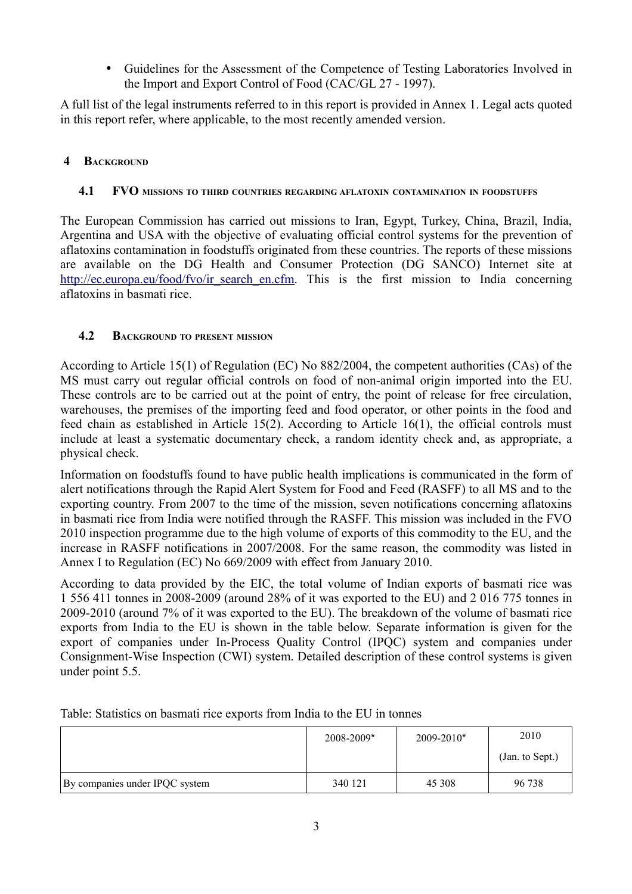- Guidelines for the Assessment of the Competence of Testing Laboratories Involved in the Import and Export Control of Food (CAC/GL 27 - 1997).

A full list of the legal instruments referred to in this report is provided in Annex 1. Legal acts quoted in this report refer, where applicable, to the most recently amended version.

# 4 Background

## 4.1 FVO missions to third countries regarding aflatoxin contamination in foodstuffs

The European Commission has carried out missions to Iran, Egypt, Turkey, China, Brazil, India, Argentina and USA with the objective of evaluating official control systems for the prevention of aflatoxins contamination in foodstuffs originated from these countries. The reports of these missions are available on the DG Health and Consumer Protection (DG SANCO) Internet site at http://ec.europa.eu/food/fvo/ir_search_en.cfm. This is the first mission to India concerning aflatoxins in basmati rice.

## 4.2 Background to present mission

According to Article 15(1) of Regulation (EC) No 882/2004, the competent authorities (CAs) of the MS must carry out regular official controls on food of non-animal origin imported into the EU. These controls are to be carried out at the point of entry, the point of release for free circulation, warehouses, the premises of the importing feed and food operator, or other points in the food and feed chain as established in Article 15(2). According to Article 16(1), the official controls must include at least a systematic documentary check, a random identity check and, as appropriate, a physical check.

Information on foodstuffs found to have public health implications is communicated in the form of alert notifications through the Rapid Alert System for Food and Feed (RASFF) to all MS and to the exporting country. From 2007 to the time of the mission, seven notifications concerning aflatoxins in basmati rice from India were notified through the RASFF. This mission was included in the FVO 2010 inspection programme due to the high volume of exports of this commodity to the EU, and the increase in RASFF notifications in 2007/2008. For the same reason, the commodity was listed in Annex I to Regulation (EC) No 669/2009 with effect from January 2010.

According to data provided by the EIC, the total volume of Indian exports of basmati rice was 1 556 411 tonnes in 2008-2009 (around 28% of it was exported to the EU) and 2 016 775 tonnes in 2009-2010 (around 7% of it was exported to the EU). The breakdown of the volume of basmati rice exports from India to the EU is shown in the table below. Separate information is given for the export of companies under In-Process Quality Control (IPQC) system and companies under Consignment-Wise Inspection (CWI) system. Detailed description of these control systems is given under point 5.5.

Table: Statistics on basmati rice exports from India to the EU in tonnes

| | 2008-2009* | 2009-2010* | 2010 (Jan. to Sept.) |
|---|---|---|---|
| By companies under IPQC system | 340 121 | 45 308 | 96 738 |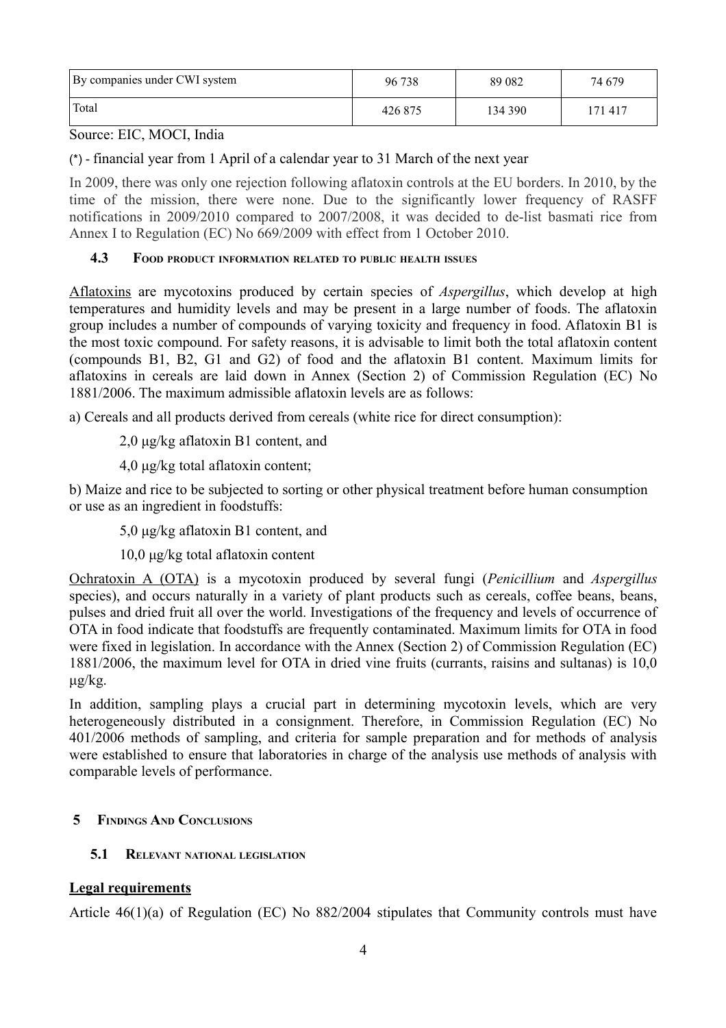| By companies under CWI system | 96 738 | 89 082 | 74 679 |
| --- | --- | --- | --- |
| Total | 426 875 | 134 390 | 171 417 |

Source: EIC, MOCI, India

(*) - financial year from 1 April of a calendar year to 31 March of the next year

In 2009, there was only one rejection following aflatoxin controls at the EU borders. In 2010, by the time of the mission, there were none. Due to the significantly lower frequency of RASFF notifications in 2009/2010 compared to 2007/2008, it was decided to de-list basmati rice from Annex I to Regulation (EC) No 669/2009 with effect from 1 October 2010.

### 4.3 Food product information related to public health issues

Aflatoxins are mycotoxins produced by certain species of *Aspergillus*, which develop at high temperatures and humidity levels and may be present in a large number of foods. The aflatoxin group includes a number of compounds of varying toxicity and frequency in food. Aflatoxin B1 is the most toxic compound. For safety reasons, it is advisable to limit both the total aflatoxin content (compounds B1, B2, G1 and G2) of food and the aflatoxin B1 content. Maximum limits for aflatoxins in cereals are laid down in Annex (Section 2) of Commission Regulation (EC) No 1881/2006. The maximum admissible aflatoxin levels are as follows:

a) Cereals and all products derived from cereals (white rice for direct consumption):

2,0 µg/kg aflatoxin B1 content, and

4,0 µg/kg total aflatoxin content;

b) Maize and rice to be subjected to sorting or other physical treatment before human consumption or use as an ingredient in foodstuffs:

5,0 µg/kg aflatoxin B1 content, and

10,0 µg/kg total aflatoxin content

Ochratoxin A (OTA) is a mycotoxin produced by several fungi (*Penicillium* and *Aspergillus* species), and occurs naturally in a variety of plant products such as cereals, coffee beans, beans, pulses and dried fruit all over the world. Investigations of the frequency and levels of occurrence of OTA in food indicate that foodstuffs are frequently contaminated. Maximum limits for OTA in food were fixed in legislation. In accordance with the Annex (Section 2) of Commission Regulation (EC) 1881/2006, the maximum level for OTA in dried vine fruits (currants, raisins and sultanas) is 10,0 µg/kg.

In addition, sampling plays a crucial part in determining mycotoxin levels, which are very heterogeneously distributed in a consignment. Therefore, in Commission Regulation (EC) No 401/2006 methods of sampling, and criteria for sample preparation and for methods of analysis were established to ensure that laboratories in charge of the analysis use methods of analysis with comparable levels of performance.

## 5 Findings And Conclusions

### 5.1 Relevant national legislation

**Legal requirements**

Article 46(1)(a) of Regulation (EC) No 882/2004 stipulates that Community controls must have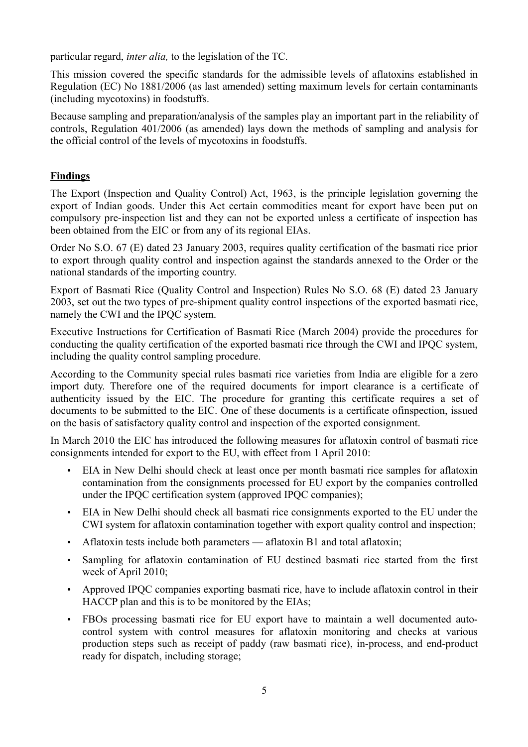particular regard, *inter alia,* to the legislation of the TC.

This mission covered the specific standards for the admissible levels of aflatoxins established in Regulation (EC) No 1881/2006 (as last amended) setting maximum levels for certain contaminants (including mycotoxins) in foodstuffs.

Because sampling and preparation/analysis of the samples play an important part in the reliability of controls, Regulation 401/2006 (as amended) lays down the methods of sampling and analysis for the official control of the levels of mycotoxins in foodstuffs.

**Findings**

The Export (Inspection and Quality Control) Act, 1963, is the principle legislation governing the export of Indian goods. Under this Act certain commodities meant for export have been put on compulsory pre-inspection list and they can not be exported unless a certificate of inspection has been obtained from the EIC or from any of its regional EIAs.

Order No S.O. 67 (E) dated 23 January 2003, requires quality certification of the basmati rice prior to export through quality control and inspection against the standards annexed to the Order or the national standards of the importing country.

Export of Basmati Rice (Quality Control and Inspection) Rules No S.O. 68 (E) dated 23 January 2003, set out the two types of pre-shipment quality control inspections of the exported basmati rice, namely the CWI and the IPQC system.

Executive Instructions for Certification of Basmati Rice (March 2004) provide the procedures for conducting the quality certification of the exported basmati rice through the CWI and IPQC system, including the quality control sampling procedure.

According to the Community special rules basmati rice varieties from India are eligible for a zero import duty. Therefore one of the required documents for import clearance is a certificate of authenticity issued by the EIC. The procedure for granting this certificate requires a set of documents to be submitted to the EIC. One of these documents is a certificate ofinspection, issued on the basis of satisfactory quality control and inspection of the exported consignment.

In March 2010 the EIC has introduced the following measures for aflatoxin control of basmati rice consignments intended for export to the EU, with effect from 1 April 2010:

- EIA in New Delhi should check at least once per month basmati rice samples for aflatoxin contamination from the consignments processed for EU export by the companies controlled under the IPQC certification system (approved IPQC companies);
- EIA in New Delhi should check all basmati rice consignments exported to the EU under the CWI system for aflatoxin contamination together with export quality control and inspection;
- Aflatoxin tests include both parameters — aflatoxin B1 and total aflatoxin;
- Sampling for aflatoxin contamination of EU destined basmati rice started from the first week of April 2010;
- Approved IPQC companies exporting basmati rice, have to include aflatoxin control in their HACCP plan and this is to be monitored by the EIAs;
- FBOs processing basmati rice for EU export have to maintain a well documented auto-control system with control measures for aflatoxin monitoring and checks at various production steps such as receipt of paddy (raw basmati rice), in-process, and end-product ready for dispatch, including storage;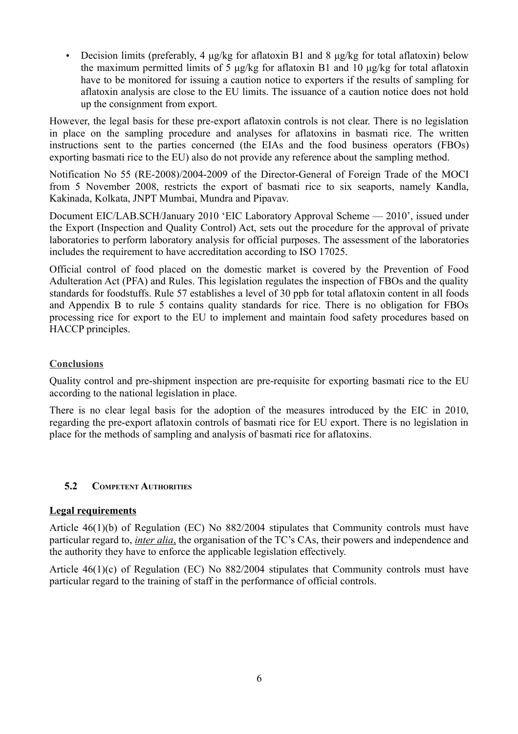- Decision limits (preferably, 4 µg/kg for aflatoxin B1 and 8 µg/kg for total aflatoxin) below the maximum permitted limits of 5 µg/kg for aflatoxin B1 and 10 µg/kg for total aflatoxin have to be monitored for issuing a caution notice to exporters if the results of sampling for aflatoxin analysis are close to the EU limits. The issuance of a caution notice does not hold up the consignment from export.

However, the legal basis for these pre-export aflatoxin controls is not clear. There is no legislation in place on the sampling procedure and analyses for aflatoxins in basmati rice. The written instructions sent to the parties concerned (the EIAs and the food business operators (FBOs) exporting basmati rice to the EU) also do not provide any reference about the sampling method.

Notification No 55 (RE-2008)/2004-2009 of the Director-General of Foreign Trade of the MOCI from 5 November 2008, restricts the export of basmati rice to six seaports, namely Kandla, Kakinada, Kolkata, JNPT Mumbai, Mundra and Pipavav.

Document EIC/LAB.SCH/January 2010 'EIC Laboratory Approval Scheme — 2010', issued under the Export (Inspection and Quality Control) Act, sets out the procedure for the approval of private laboratories to perform laboratory analysis for official purposes. The assessment of the laboratories includes the requirement to have accreditation according to ISO 17025.

Official control of food placed on the domestic market is covered by the Prevention of Food Adulteration Act (PFA) and Rules. This legislation regulates the inspection of FBOs and the quality standards for foodstuffs. Rule 57 establishes a level of 30 ppb for total aflatoxin content in all foods and Appendix B to rule 5 contains quality standards for rice. There is no obligation for FBOs processing rice for export to the EU to implement and maintain food safety procedures based on HACCP principles.

**Conclusions**

Quality control and pre-shipment inspection are pre-requisite for exporting basmati rice to the EU according to the national legislation in place.

There is no clear legal basis for the adoption of the measures introduced by the EIC in 2010, regarding the pre-export aflatoxin controls of basmati rice for EU export. There is no legislation in place for the methods of sampling and analysis of basmati rice for aflatoxins.

### 5.2 Competent Authorities

**Legal requirements**

Article 46(1)(b) of Regulation (EC) No 882/2004 stipulates that Community controls must have particular regard to, *inter alia*, the organisation of the TC's CAs, their powers and independence and the authority they have to enforce the applicable legislation effectively.

Article 46(1)(c) of Regulation (EC) No 882/2004 stipulates that Community controls must have particular regard to the training of staff in the performance of official controls.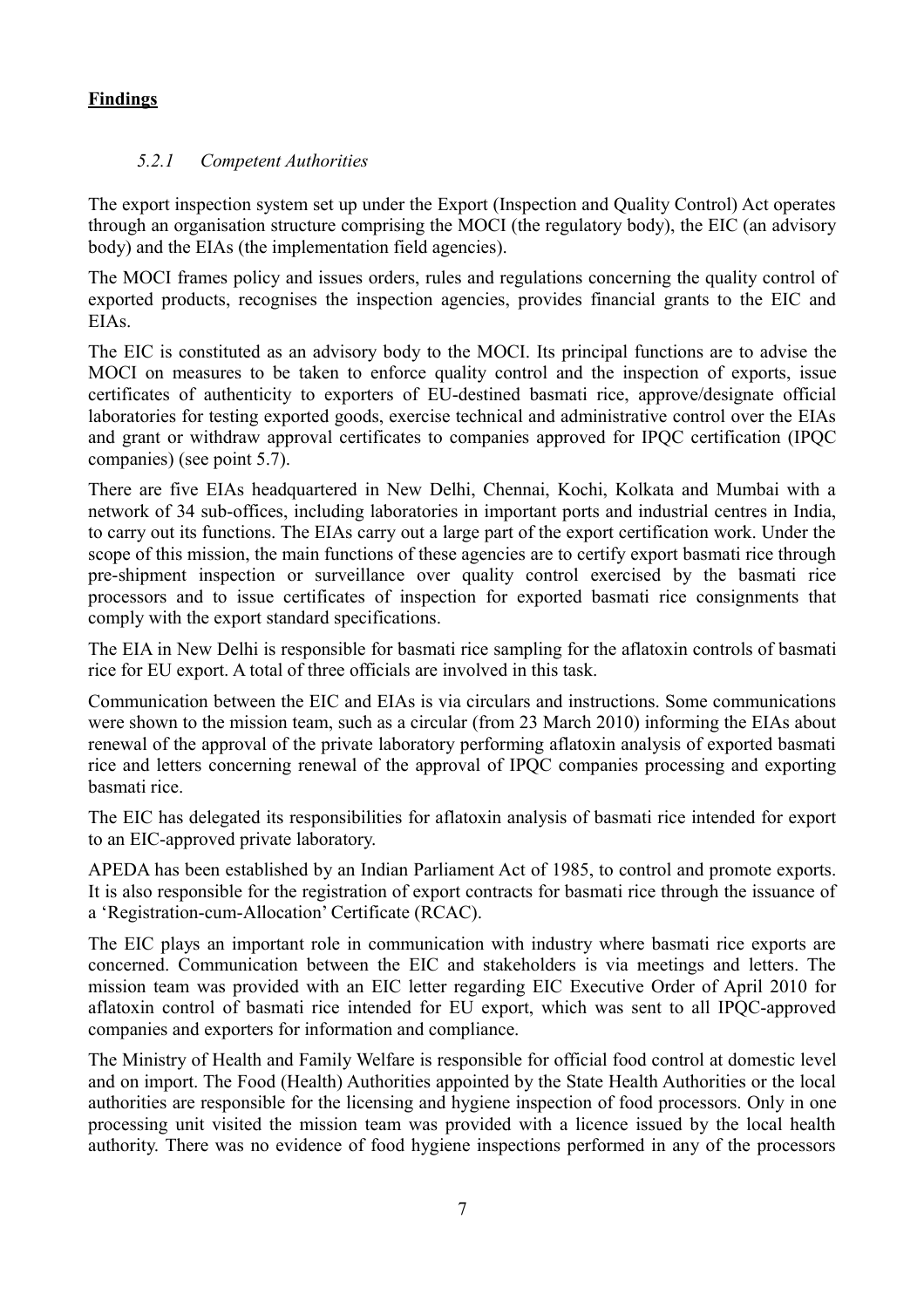## **Findings**

### *5.2.1 Competent Authorities*

The export inspection system set up under the Export (Inspection and Quality Control) Act operates through an organisation structure comprising the MOCI (the regulatory body), the EIC (an advisory body) and the EIAs (the implementation field agencies).

The MOCI frames policy and issues orders, rules and regulations concerning the quality control of exported products, recognises the inspection agencies, provides financial grants to the EIC and EIAs.

The EIC is constituted as an advisory body to the MOCI. Its principal functions are to advise the MOCI on measures to be taken to enforce quality control and the inspection of exports, issue certificates of authenticity to exporters of EU-destined basmati rice, approve/designate official laboratories for testing exported goods, exercise technical and administrative control over the EIAs and grant or withdraw approval certificates to companies approved for IPQC certification (IPQC companies) (see point 5.7).

There are five EIAs headquartered in New Delhi, Chennai, Kochi, Kolkata and Mumbai with a network of 34 sub-offices, including laboratories in important ports and industrial centres in India, to carry out its functions. The EIAs carry out a large part of the export certification work. Under the scope of this mission, the main functions of these agencies are to certify export basmati rice through pre-shipment inspection or surveillance over quality control exercised by the basmati rice processors and to issue certificates of inspection for exported basmati rice consignments that comply with the export standard specifications.

The EIA in New Delhi is responsible for basmati rice sampling for the aflatoxin controls of basmati rice for EU export. A total of three officials are involved in this task.

Communication between the EIC and EIAs is via circulars and instructions. Some communications were shown to the mission team, such as a circular (from 23 March 2010) informing the EIAs about renewal of the approval of the private laboratory performing aflatoxin analysis of exported basmati rice and letters concerning renewal of the approval of IPQC companies processing and exporting basmati rice.

The EIC has delegated its responsibilities for aflatoxin analysis of basmati rice intended for export to an EIC-approved private laboratory.

APEDA has been established by an Indian Parliament Act of 1985, to control and promote exports. It is also responsible for the registration of export contracts for basmati rice through the issuance of a 'Registration-cum-Allocation' Certificate (RCAC).

The EIC plays an important role in communication with industry where basmati rice exports are concerned. Communication between the EIC and stakeholders is via meetings and letters. The mission team was provided with an EIC letter regarding EIC Executive Order of April 2010 for aflatoxin control of basmati rice intended for EU export, which was sent to all IPQC-approved companies and exporters for information and compliance.

The Ministry of Health and Family Welfare is responsible for official food control at domestic level and on import. The Food (Health) Authorities appointed by the State Health Authorities or the local authorities are responsible for the licensing and hygiene inspection of food processors. Only in one processing unit visited the mission team was provided with a licence issued by the local health authority. There was no evidence of food hygiene inspections performed in any of the processors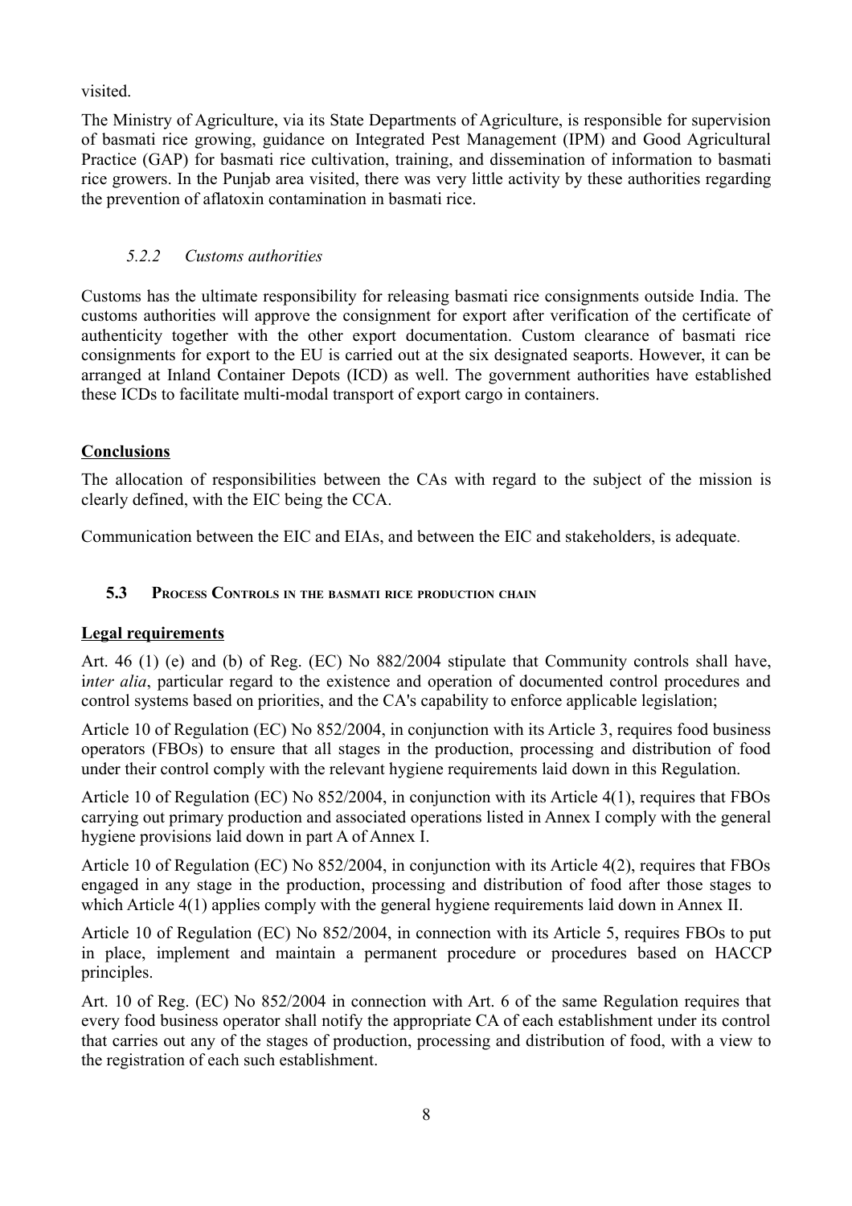visited.

The Ministry of Agriculture, via its State Departments of Agriculture, is responsible for supervision of basmati rice growing, guidance on Integrated Pest Management (IPM) and Good Agricultural Practice (GAP) for basmati rice cultivation, training, and dissemination of information to basmati rice growers. In the Punjab area visited, there was very little activity by these authorities regarding the prevention of aflatoxin contamination in basmati rice.

#### *5.2.2 Customs authorities*

Customs has the ultimate responsibility for releasing basmati rice consignments outside India. The customs authorities will approve the consignment for export after verification of the certificate of authenticity together with the other export documentation. Custom clearance of basmati rice consignments for export to the EU is carried out at the six designated seaports. However, it can be arranged at Inland Container Depots (ICD) as well. The government authorities have established these ICDs to facilitate multi-modal transport of export cargo in containers.

**Conclusions**

The allocation of responsibilities between the CAs with regard to the subject of the mission is clearly defined, with the EIC being the CCA.

Communication between the EIC and EIAs, and between the EIC and stakeholders, is adequate.

### **5.3 PROCESS CONTROLS IN THE BASMATI RICE PRODUCTION CHAIN**

**Legal requirements**

Art. 46 (1) (e) and (b) of Reg. (EC) No 882/2004 stipulate that Community controls shall have, i*nter alia*, particular regard to the existence and operation of documented control procedures and control systems based on priorities, and the CA's capability to enforce applicable legislation;

Article 10 of Regulation (EC) No 852/2004, in conjunction with its Article 3, requires food business operators (FBOs) to ensure that all stages in the production, processing and distribution of food under their control comply with the relevant hygiene requirements laid down in this Regulation.

Article 10 of Regulation (EC) No 852/2004, in conjunction with its Article 4(1), requires that FBOs carrying out primary production and associated operations listed in Annex I comply with the general hygiene provisions laid down in part A of Annex I.

Article 10 of Regulation (EC) No 852/2004, in conjunction with its Article 4(2), requires that FBOs engaged in any stage in the production, processing and distribution of food after those stages to which Article 4(1) applies comply with the general hygiene requirements laid down in Annex II.

Article 10 of Regulation (EC) No 852/2004, in connection with its Article 5, requires FBOs to put in place, implement and maintain a permanent procedure or procedures based on HACCP principles.

Art. 10 of Reg. (EC) No 852/2004 in connection with Art. 6 of the same Regulation requires that every food business operator shall notify the appropriate CA of each establishment under its control that carries out any of the stages of production, processing and distribution of food, with a view to the registration of each such establishment.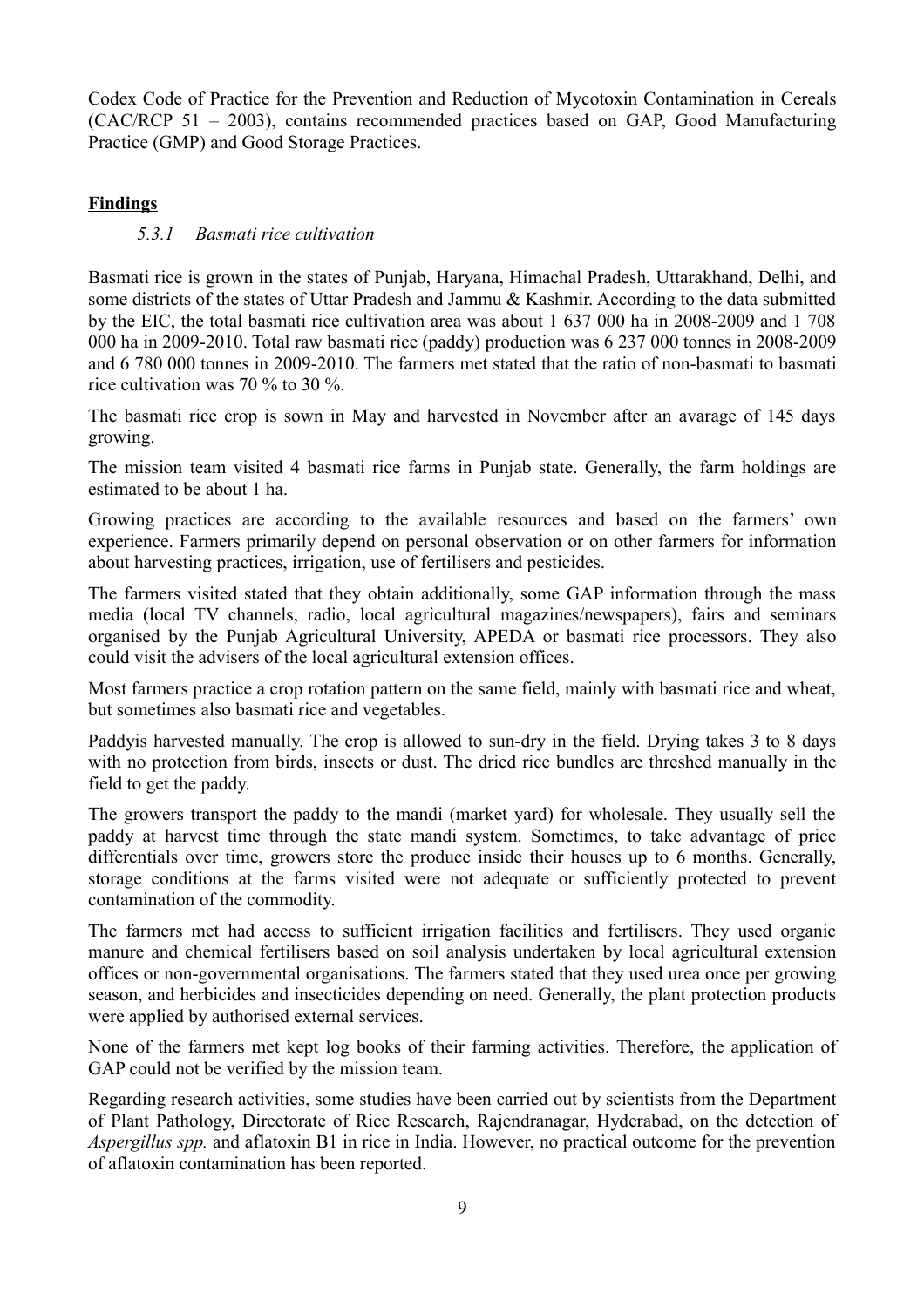Codex Code of Practice for the Prevention and Reduction of Mycotoxin Contamination in Cereals (CAC/RCP 51 – 2003), contains recommended practices based on GAP, Good Manufacturing Practice (GMP) and Good Storage Practices.

## **Findings**

### *5.3.1 Basmati rice cultivation*

Basmati rice is grown in the states of Punjab, Haryana, Himachal Pradesh, Uttarakhand, Delhi, and some districts of the states of Uttar Pradesh and Jammu & Kashmir. According to the data submitted by the EIC, the total basmati rice cultivation area was about 1 637 000 ha in 2008-2009 and 1 708 000 ha in 2009-2010. Total raw basmati rice (paddy) production was 6 237 000 tonnes in 2008-2009 and 6 780 000 tonnes in 2009-2010. The farmers met stated that the ratio of non-basmati to basmati rice cultivation was 70 % to 30 %.

The basmati rice crop is sown in May and harvested in November after an avarage of 145 days growing.

The mission team visited 4 basmati rice farms in Punjab state. Generally, the farm holdings are estimated to be about 1 ha.

Growing practices are according to the available resources and based on the farmers' own experience. Farmers primarily depend on personal observation or on other farmers for information about harvesting practices, irrigation, use of fertilisers and pesticides.

The farmers visited stated that they obtain additionally, some GAP information through the mass media (local TV channels, radio, local agricultural magazines/newspapers), fairs and seminars organised by the Punjab Agricultural University, APEDA or basmati rice processors. They also could visit the advisers of the local agricultural extension offices.

Most farmers practice a crop rotation pattern on the same field, mainly with basmati rice and wheat, but sometimes also basmati rice and vegetables.

Paddyis harvested manually. The crop is allowed to sun-dry in the field. Drying takes 3 to 8 days with no protection from birds, insects or dust. The dried rice bundles are threshed manually in the field to get the paddy.

The growers transport the paddy to the mandi (market yard) for wholesale. They usually sell the paddy at harvest time through the state mandi system. Sometimes, to take advantage of price differentials over time, growers store the produce inside their houses up to 6 months. Generally, storage conditions at the farms visited were not adequate or sufficiently protected to prevent contamination of the commodity.

The farmers met had access to sufficient irrigation facilities and fertilisers. They used organic manure and chemical fertilisers based on soil analysis undertaken by local agricultural extension offices or non-governmental organisations. The farmers stated that they used urea once per growing season, and herbicides and insecticides depending on need. Generally, the plant protection products were applied by authorised external services.

None of the farmers met kept log books of their farming activities. Therefore, the application of GAP could not be verified by the mission team.

Regarding research activities, some studies have been carried out by scientists from the Department of Plant Pathology, Directorate of Rice Research, Rajendranagar, Hyderabad, on the detection of *Aspergillus spp.* and aflatoxin B1 in rice in India. However, no practical outcome for the prevention of aflatoxin contamination has been reported.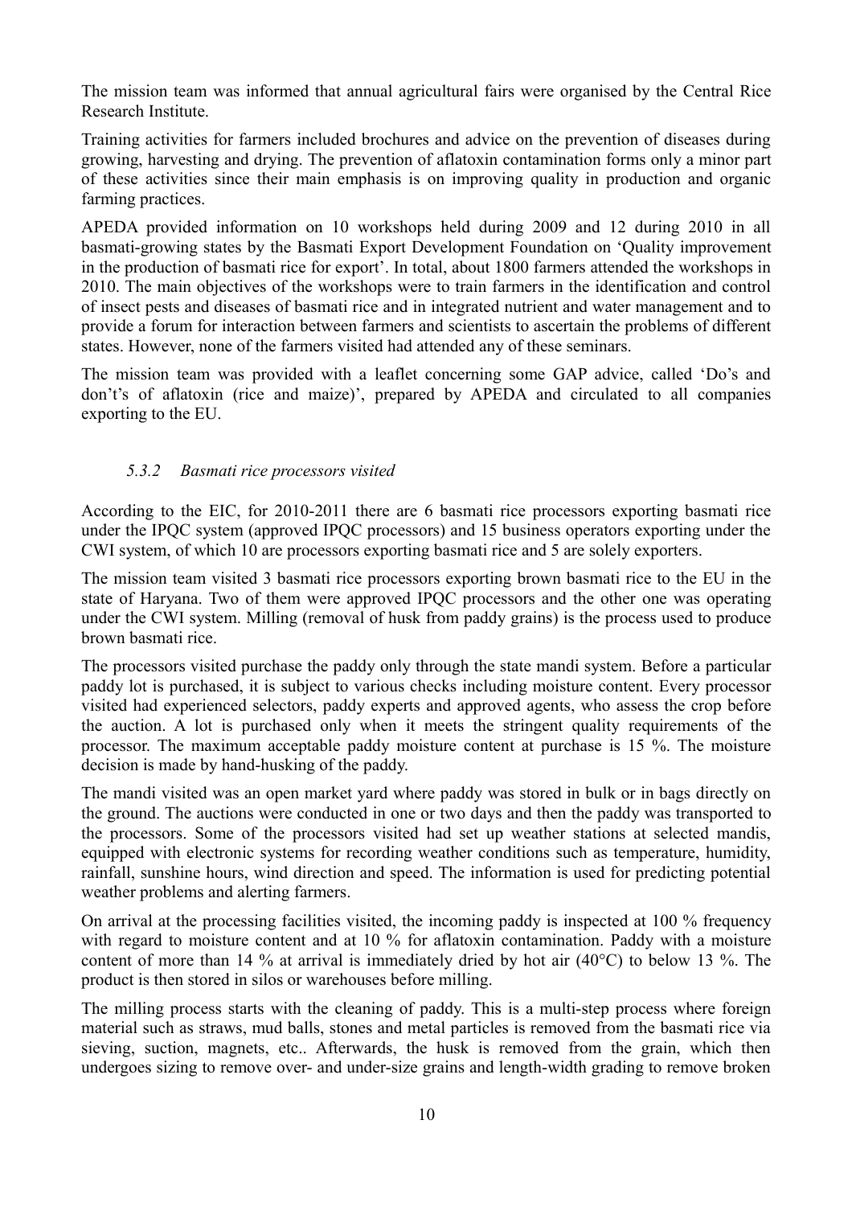The mission team was informed that annual agricultural fairs were organised by the Central Rice Research Institute.

Training activities for farmers included brochures and advice on the prevention of diseases during growing, harvesting and drying. The prevention of aflatoxin contamination forms only a minor part of these activities since their main emphasis is on improving quality in production and organic farming practices.

APEDA provided information on 10 workshops held during 2009 and 12 during 2010 in all basmati-growing states by the Basmati Export Development Foundation on 'Quality improvement in the production of basmati rice for export'. In total, about 1800 farmers attended the workshops in 2010. The main objectives of the workshops were to train farmers in the identification and control of insect pests and diseases of basmati rice and in integrated nutrient and water management and to provide a forum for interaction between farmers and scientists to ascertain the problems of different states. However, none of the farmers visited had attended any of these seminars.

The mission team was provided with a leaflet concerning some GAP advice, called 'Do's and don't's of aflatoxin (rice and maize)', prepared by APEDA and circulated to all companies exporting to the EU.

### *5.3.2 Basmati rice processors visited*

According to the EIC, for 2010-2011 there are 6 basmati rice processors exporting basmati rice under the IPQC system (approved IPQC processors) and 15 business operators exporting under the CWI system, of which 10 are processors exporting basmati rice and 5 are solely exporters.

The mission team visited 3 basmati rice processors exporting brown basmati rice to the EU in the state of Haryana. Two of them were approved IPQC processors and the other one was operating under the CWI system. Milling (removal of husk from paddy grains) is the process used to produce brown basmati rice.

The processors visited purchase the paddy only through the state mandi system. Before a particular paddy lot is purchased, it is subject to various checks including moisture content. Every processor visited had experienced selectors, paddy experts and approved agents, who assess the crop before the auction. A lot is purchased only when it meets the stringent quality requirements of the processor. The maximum acceptable paddy moisture content at purchase is 15 %. The moisture decision is made by hand-husking of the paddy.

The mandi visited was an open market yard where paddy was stored in bulk or in bags directly on the ground. The auctions were conducted in one or two days and then the paddy was transported to the processors. Some of the processors visited had set up weather stations at selected mandis, equipped with electronic systems for recording weather conditions such as temperature, humidity, rainfall, sunshine hours, wind direction and speed. The information is used for predicting potential weather problems and alerting farmers.

On arrival at the processing facilities visited, the incoming paddy is inspected at 100 % frequency with regard to moisture content and at 10 % for aflatoxin contamination. Paddy with a moisture content of more than 14 % at arrival is immediately dried by hot air (40°C) to below 13 %. The product is then stored in silos or warehouses before milling.

The milling process starts with the cleaning of paddy. This is a multi-step process where foreign material such as straws, mud balls, stones and metal particles is removed from the basmati rice via sieving, suction, magnets, etc.. Afterwards, the husk is removed from the grain, which then undergoes sizing to remove over- and under-size grains and length-width grading to remove broken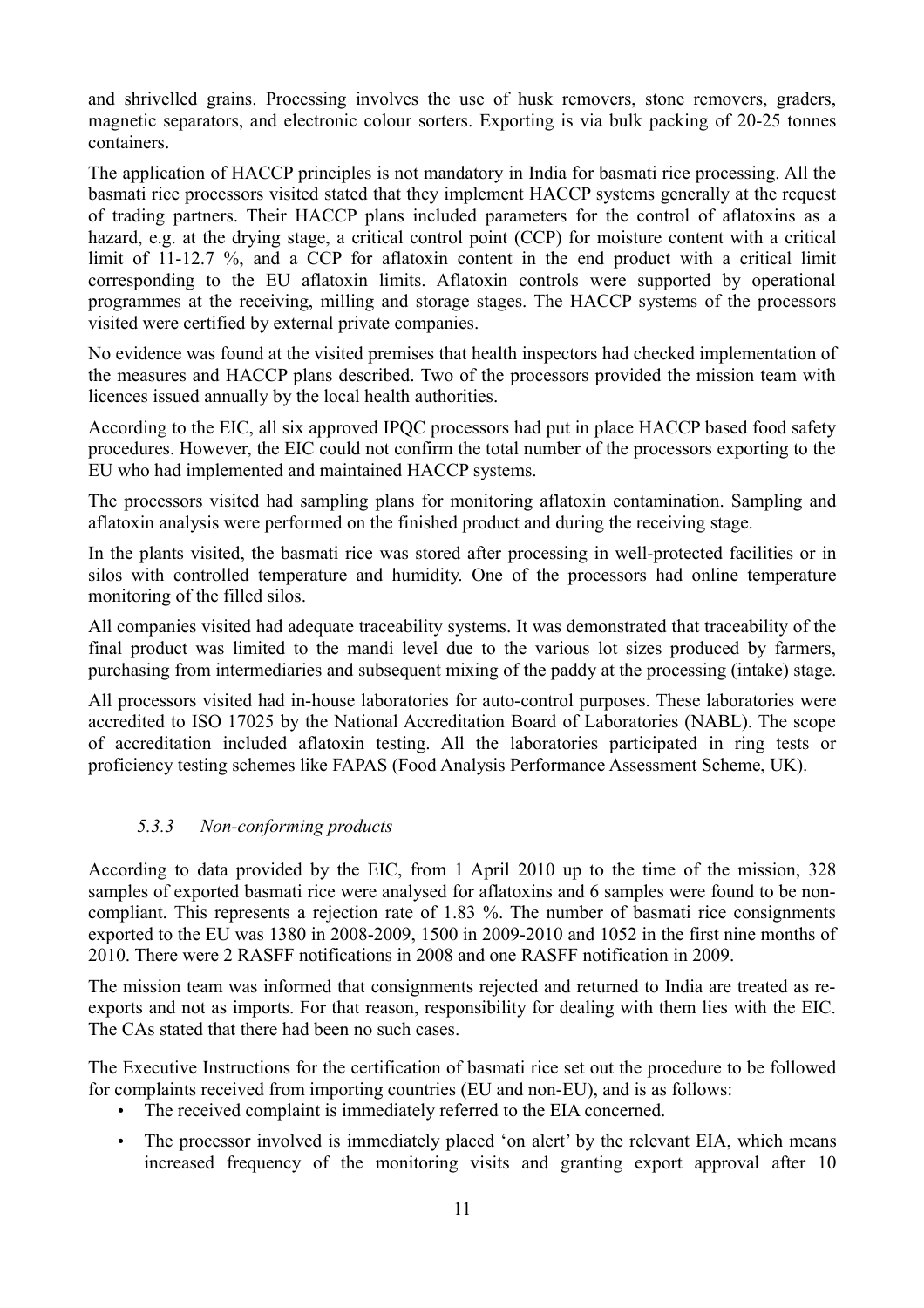and shrivelled grains. Processing involves the use of husk removers, stone removers, graders, magnetic separators, and electronic colour sorters. Exporting is via bulk packing of 20-25 tonnes containers.

The application of HACCP principles is not mandatory in India for basmati rice processing. All the basmati rice processors visited stated that they implement HACCP systems generally at the request of trading partners. Their HACCP plans included parameters for the control of aflatoxins as a hazard, e.g. at the drying stage, a critical control point (CCP) for moisture content with a critical limit of 11-12.7 %, and a CCP for aflatoxin content in the end product with a critical limit corresponding to the EU aflatoxin limits. Aflatoxin controls were supported by operational programmes at the receiving, milling and storage stages. The HACCP systems of the processors visited were certified by external private companies.

No evidence was found at the visited premises that health inspectors had checked implementation of the measures and HACCP plans described. Two of the processors provided the mission team with licences issued annually by the local health authorities.

According to the EIC, all six approved IPQC processors had put in place HACCP based food safety procedures. However, the EIC could not confirm the total number of the processors exporting to the EU who had implemented and maintained HACCP systems.

The processors visited had sampling plans for monitoring aflatoxin contamination. Sampling and aflatoxin analysis were performed on the finished product and during the receiving stage.

In the plants visited, the basmati rice was stored after processing in well-protected facilities or in silos with controlled temperature and humidity. One of the processors had online temperature monitoring of the filled silos.

All companies visited had adequate traceability systems. It was demonstrated that traceability of the final product was limited to the mandi level due to the various lot sizes produced by farmers, purchasing from intermediaries and subsequent mixing of the paddy at the processing (intake) stage.

All processors visited had in-house laboratories for auto-control purposes. These laboratories were accredited to ISO 17025 by the National Accreditation Board of Laboratories (NABL). The scope of accreditation included aflatoxin testing. All the laboratories participated in ring tests or proficiency testing schemes like FAPAS (Food Analysis Performance Assessment Scheme, UK).

#### *5.3.3 Non-conforming products*

According to data provided by the EIC, from 1 April 2010 up to the time of the mission, 328 samples of exported basmati rice were analysed for aflatoxins and 6 samples were found to be non-compliant. This represents a rejection rate of 1.83 %. The number of basmati rice consignments exported to the EU was 1380 in 2008-2009, 1500 in 2009-2010 and 1052 in the first nine months of 2010. There were 2 RASFF notifications in 2008 and one RASFF notification in 2009.

The mission team was informed that consignments rejected and returned to India are treated as re-exports and not as imports. For that reason, responsibility for dealing with them lies with the EIC. The CAs stated that there had been no such cases.

The Executive Instructions for the certification of basmati rice set out the procedure to be followed for complaints received from importing countries (EU and non-EU), and is as follows:

- The received complaint is immediately referred to the EIA concerned.
- The processor involved is immediately placed 'on alert' by the relevant EIA, which means increased frequency of the monitoring visits and granting export approval after 10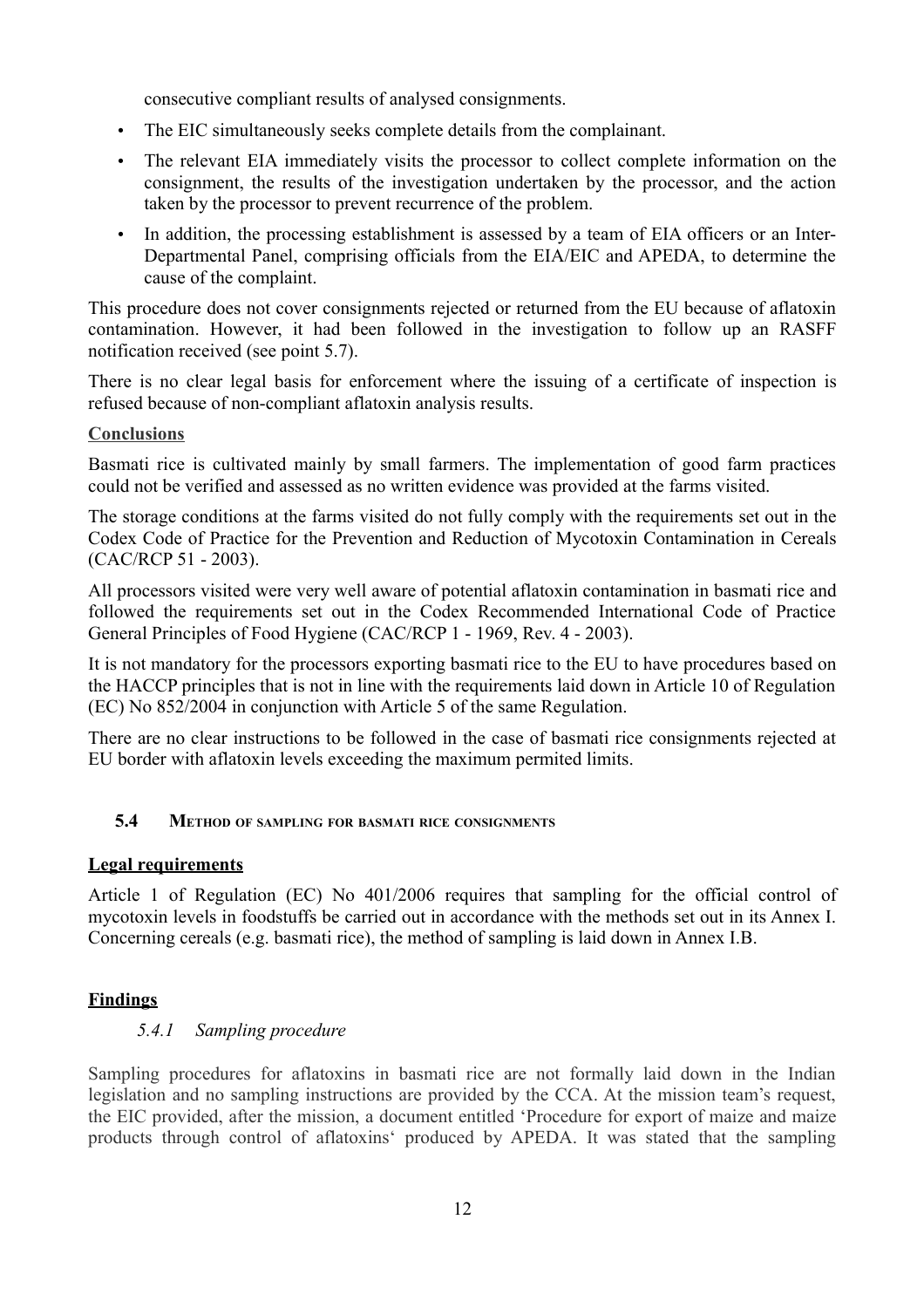consecutive compliant results of analysed consignments.

- The EIC simultaneously seeks complete details from the complainant.
- The relevant EIA immediately visits the processor to collect complete information on the consignment, the results of the investigation undertaken by the processor, and the action taken by the processor to prevent recurrence of the problem.
- In addition, the processing establishment is assessed by a team of EIA officers or an Inter-Departmental Panel, comprising officials from the EIA/EIC and APEDA, to determine the cause of the complaint.

This procedure does not cover consignments rejected or returned from the EU because of aflatoxin contamination. However, it had been followed in the investigation to follow up an RASFF notification received (see point 5.7).

There is no clear legal basis for enforcement where the issuing of a certificate of inspection is refused because of non-compliant aflatoxin analysis results.

**Conclusions**

Basmati rice is cultivated mainly by small farmers. The implementation of good farm practices could not be verified and assessed as no written evidence was provided at the farms visited.

The storage conditions at the farms visited do not fully comply with the requirements set out in the Codex Code of Practice for the Prevention and Reduction of Mycotoxin Contamination in Cereals (CAC/RCP 51 - 2003).

All processors visited were very well aware of potential aflatoxin contamination in basmati rice and followed the requirements set out in the Codex Recommended International Code of Practice General Principles of Food Hygiene (CAC/RCP 1 - 1969, Rev. 4 - 2003).

It is not mandatory for the processors exporting basmati rice to the EU to have procedures based on the HACCP principles that is not in line with the requirements laid down in Article 10 of Regulation (EC) No 852/2004 in conjunction with Article 5 of the same Regulation.

There are no clear instructions to be followed in the case of basmati rice consignments rejected at EU border with aflatoxin levels exceeding the maximum permited limits.

### 5.4 Method of sampling for basmati rice consignments

**Legal requirements**

Article 1 of Regulation (EC) No 401/2006 requires that sampling for the official control of mycotoxin levels in foodstuffs be carried out in accordance with the methods set out in its Annex I. Concerning cereals (e.g. basmati rice), the method of sampling is laid down in Annex I.B.

**Findings**

#### *5.4.1 Sampling procedure*

Sampling procedures for aflatoxins in basmati rice are not formally laid down in the Indian legislation and no sampling instructions are provided by the CCA. At the mission team's request, the EIC provided, after the mission, a document entitled 'Procedure for export of maize and maize products through control of aflatoxins' produced by APEDA. It was stated that the sampling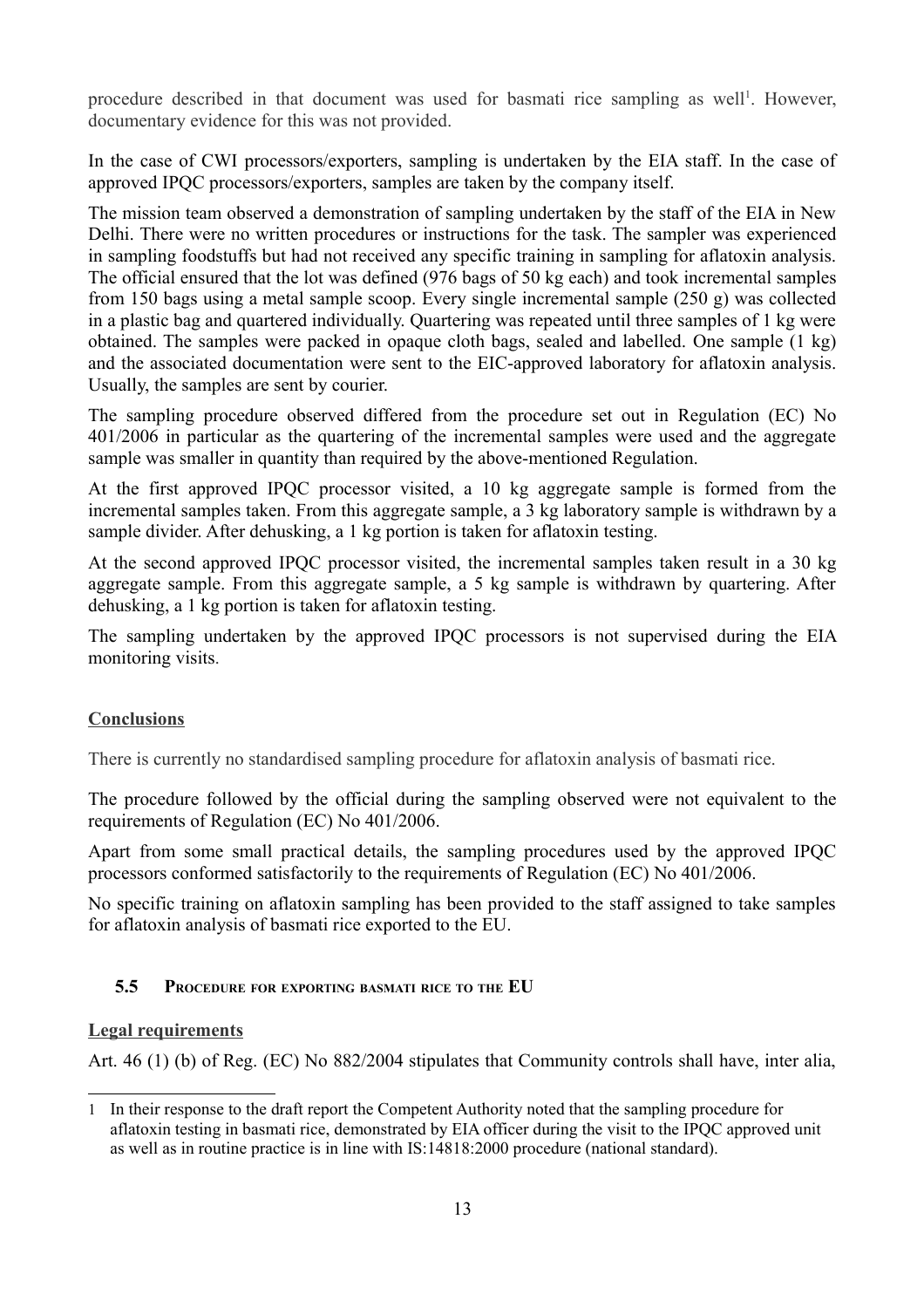procedure described in that document was used for basmati rice sampling as well[1]. However, documentary evidence for this was not provided.

In the case of CWI processors/exporters, sampling is undertaken by the EIA staff. In the case of approved IPQC processors/exporters, samples are taken by the company itself.

The mission team observed a demonstration of sampling undertaken by the staff of the EIA in New Delhi. There were no written procedures or instructions for the task. The sampler was experienced in sampling foodstuffs but had not received any specific training in sampling for aflatoxin analysis. The official ensured that the lot was defined (976 bags of 50 kg each) and took incremental samples from 150 bags using a metal sample scoop. Every single incremental sample (250 g) was collected in a plastic bag and quartered individually. Quartering was repeated until three samples of 1 kg were obtained. The samples were packed in opaque cloth bags, sealed and labelled. One sample (1 kg) and the associated documentation were sent to the EIC-approved laboratory for aflatoxin analysis. Usually, the samples are sent by courier.

The sampling procedure observed differed from the procedure set out in Regulation (EC) No 401/2006 in particular as the quartering of the incremental samples were used and the aggregate sample was smaller in quantity than required by the above-mentioned Regulation.

At the first approved IPQC processor visited, a 10 kg aggregate sample is formed from the incremental samples taken. From this aggregate sample, a 3 kg laboratory sample is withdrawn by a sample divider. After dehusking, a 1 kg portion is taken for aflatoxin testing.

At the second approved IPQC processor visited, the incremental samples taken result in a 30 kg aggregate sample. From this aggregate sample, a 5 kg sample is withdrawn by quartering. After dehusking, a 1 kg portion is taken for aflatoxin testing.

The sampling undertaken by the approved IPQC processors is not supervised during the EIA monitoring visits.

**Conclusions**

There is currently no standardised sampling procedure for aflatoxin analysis of basmati rice.

The procedure followed by the official during the sampling observed were not equivalent to the requirements of Regulation (EC) No 401/2006.

Apart from some small practical details, the sampling procedures used by the approved IPQC processors conformed satisfactorily to the requirements of Regulation (EC) No 401/2006.

No specific training on aflatoxin sampling has been provided to the staff assigned to take samples for aflatoxin analysis of basmati rice exported to the EU.

### 5.5 Procedure for exporting basmati rice to the EU

**Legal requirements**

Art. 46 (1) (b) of Reg. (EC) No 882/2004 stipulates that Community controls shall have, inter alia,

[1] In their response to the draft report the Competent Authority noted that the sampling procedure for aflatoxin testing in basmati rice, demonstrated by EIA officer during the visit to the IPQC approved unit as well as in routine practice is in line with IS:14818:2000 procedure (national standard).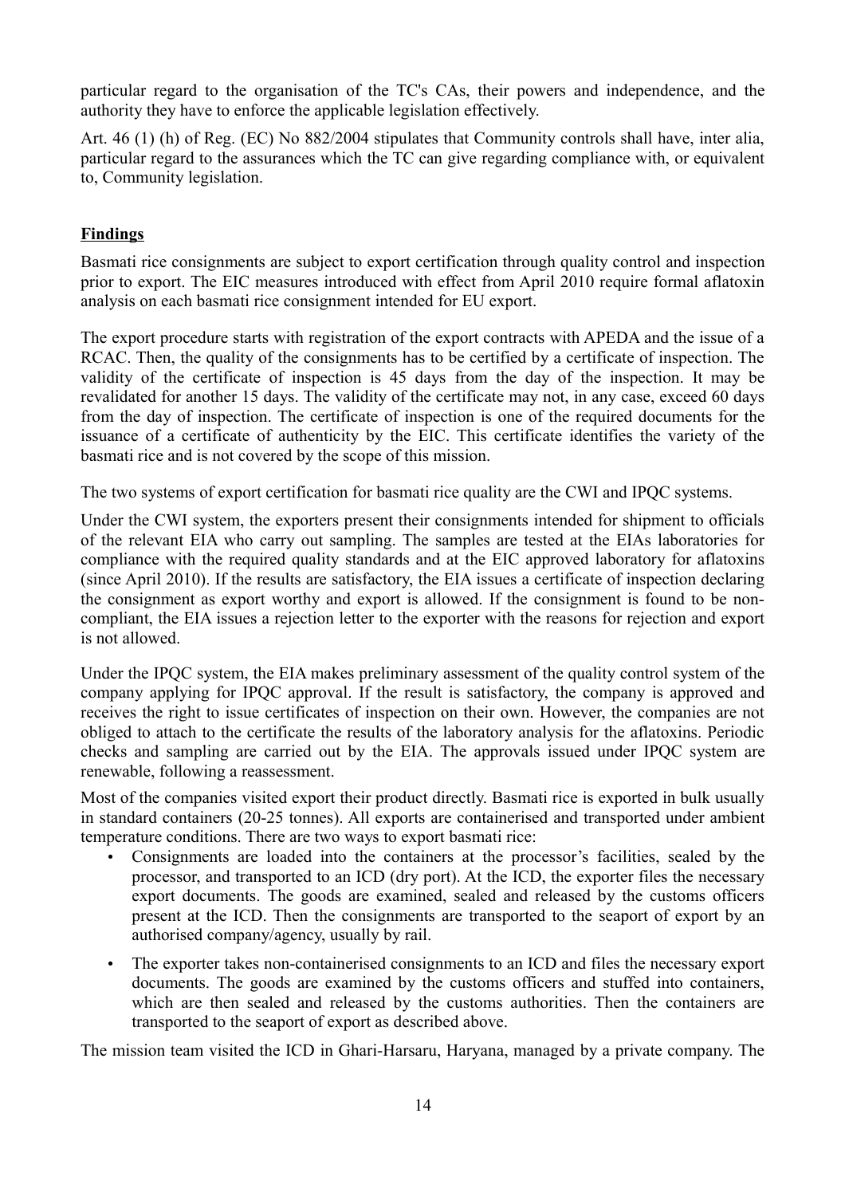particular regard to the organisation of the TC's CAs, their powers and independence, and the authority they have to enforce the applicable legislation effectively.

Art. 46 (1) (h) of Reg. (EC) No 882/2004 stipulates that Community controls shall have, inter alia, particular regard to the assurances which the TC can give regarding compliance with, or equivalent to, Community legislation.

**Findings**

Basmati rice consignments are subject to export certification through quality control and inspection prior to export. The EIC measures introduced with effect from April 2010 require formal aflatoxin analysis on each basmati rice consignment intended for EU export.

The export procedure starts with registration of the export contracts with APEDA and the issue of a RCAC. Then, the quality of the consignments has to be certified by a certificate of inspection. The validity of the certificate of inspection is 45 days from the day of the inspection. It may be revalidated for another 15 days. The validity of the certificate may not, in any case, exceed 60 days from the day of inspection. The certificate of inspection is one of the required documents for the issuance of a certificate of authenticity by the EIC. This certificate identifies the variety of the basmati rice and is not covered by the scope of this mission.

The two systems of export certification for basmati rice quality are the CWI and IPQC systems.

Under the CWI system, the exporters present their consignments intended for shipment to officials of the relevant EIA who carry out sampling. The samples are tested at the EIAs laboratories for compliance with the required quality standards and at the EIC approved laboratory for aflatoxins (since April 2010). If the results are satisfactory, the EIA issues a certificate of inspection declaring the consignment as export worthy and export is allowed. If the consignment is found to be non-compliant, the EIA issues a rejection letter to the exporter with the reasons for rejection and export is not allowed.

Under the IPQC system, the EIA makes preliminary assessment of the quality control system of the company applying for IPQC approval. If the result is satisfactory, the company is approved and receives the right to issue certificates of inspection on their own. However, the companies are not obliged to attach to the certificate the results of the laboratory analysis for the aflatoxins. Periodic checks and sampling are carried out by the EIA. The approvals issued under IPQC system are renewable, following a reassessment.

Most of the companies visited export their product directly. Basmati rice is exported in bulk usually in standard containers (20-25 tonnes). All exports are containerised and transported under ambient temperature conditions. There are two ways to export basmati rice:

- Consignments are loaded into the containers at the processor's facilities, sealed by the processor, and transported to an ICD (dry port). At the ICD, the exporter files the necessary export documents. The goods are examined, sealed and released by the customs officers present at the ICD. Then the consignments are transported to the seaport of export by an authorised company/agency, usually by rail.
- The exporter takes non-containerised consignments to an ICD and files the necessary export documents. The goods are examined by the customs officers and stuffed into containers, which are then sealed and released by the customs authorities. Then the containers are transported to the seaport of export as described above.

The mission team visited the ICD in Ghari-Harsaru, Haryana, managed by a private company. The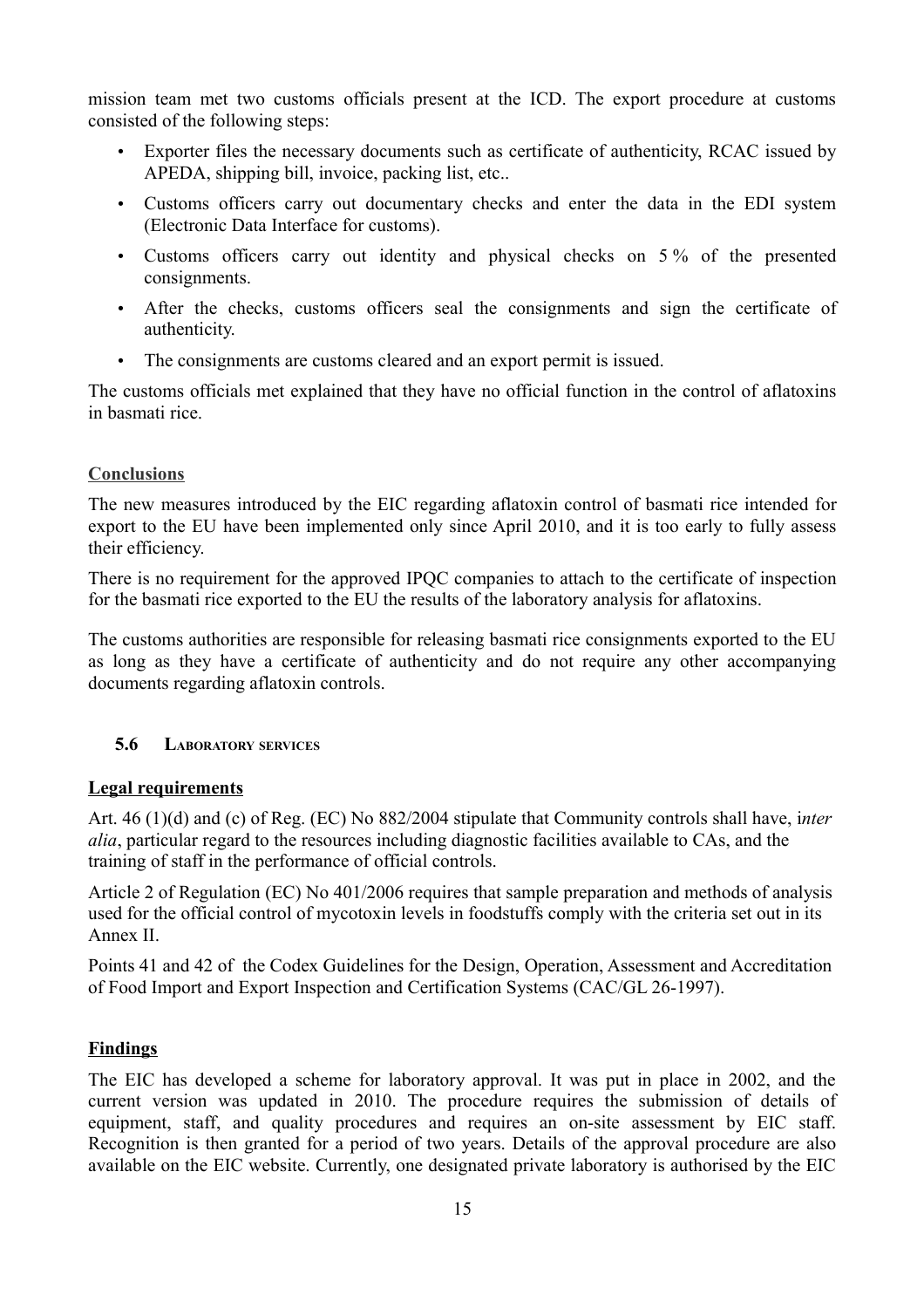mission team met two customs officials present at the ICD. The export procedure at customs consisted of the following steps:

- Exporter files the necessary documents such as certificate of authenticity, RCAC issued by APEDA, shipping bill, invoice, packing list, etc..
- Customs officers carry out documentary checks and enter the data in the EDI system (Electronic Data Interface for customs).
- Customs officers carry out identity and physical checks on 5 % of the presented consignments.
- After the checks, customs officers seal the consignments and sign the certificate of authenticity.
- The consignments are customs cleared and an export permit is issued.

The customs officials met explained that they have no official function in the control of aflatoxins in basmati rice.

**Conclusions**

The new measures introduced by the EIC regarding aflatoxin control of basmati rice intended for export to the EU have been implemented only since April 2010, and it is too early to fully assess their efficiency.

There is no requirement for the approved IPQC companies to attach to the certificate of inspection for the basmati rice exported to the EU the results of the laboratory analysis for aflatoxins.

The customs authorities are responsible for releasing basmati rice consignments exported to the EU as long as they have a certificate of authenticity and do not require any other accompanying documents regarding aflatoxin controls.

### 5.6 LABORATORY SERVICES

**Legal requirements**

Art. 46 (1)(d) and (c) of Reg. (EC) No 882/2004 stipulate that Community controls shall have, *inter alia*, particular regard to the resources including diagnostic facilities available to CAs, and the training of staff in the performance of official controls.

Article 2 of Regulation (EC) No 401/2006 requires that sample preparation and methods of analysis used for the official control of mycotoxin levels in foodstuffs comply with the criteria set out in its Annex II.

Points 41 and 42 of the Codex Guidelines for the Design, Operation, Assessment and Accreditation of Food Import and Export Inspection and Certification Systems (CAC/GL 26-1997).

**Findings**

The EIC has developed a scheme for laboratory approval. It was put in place in 2002, and the current version was updated in 2010. The procedure requires the submission of details of equipment, staff, and quality procedures and requires an on-site assessment by EIC staff. Recognition is then granted for a period of two years. Details of the approval procedure are also available on the EIC website. Currently, one designated private laboratory is authorised by the EIC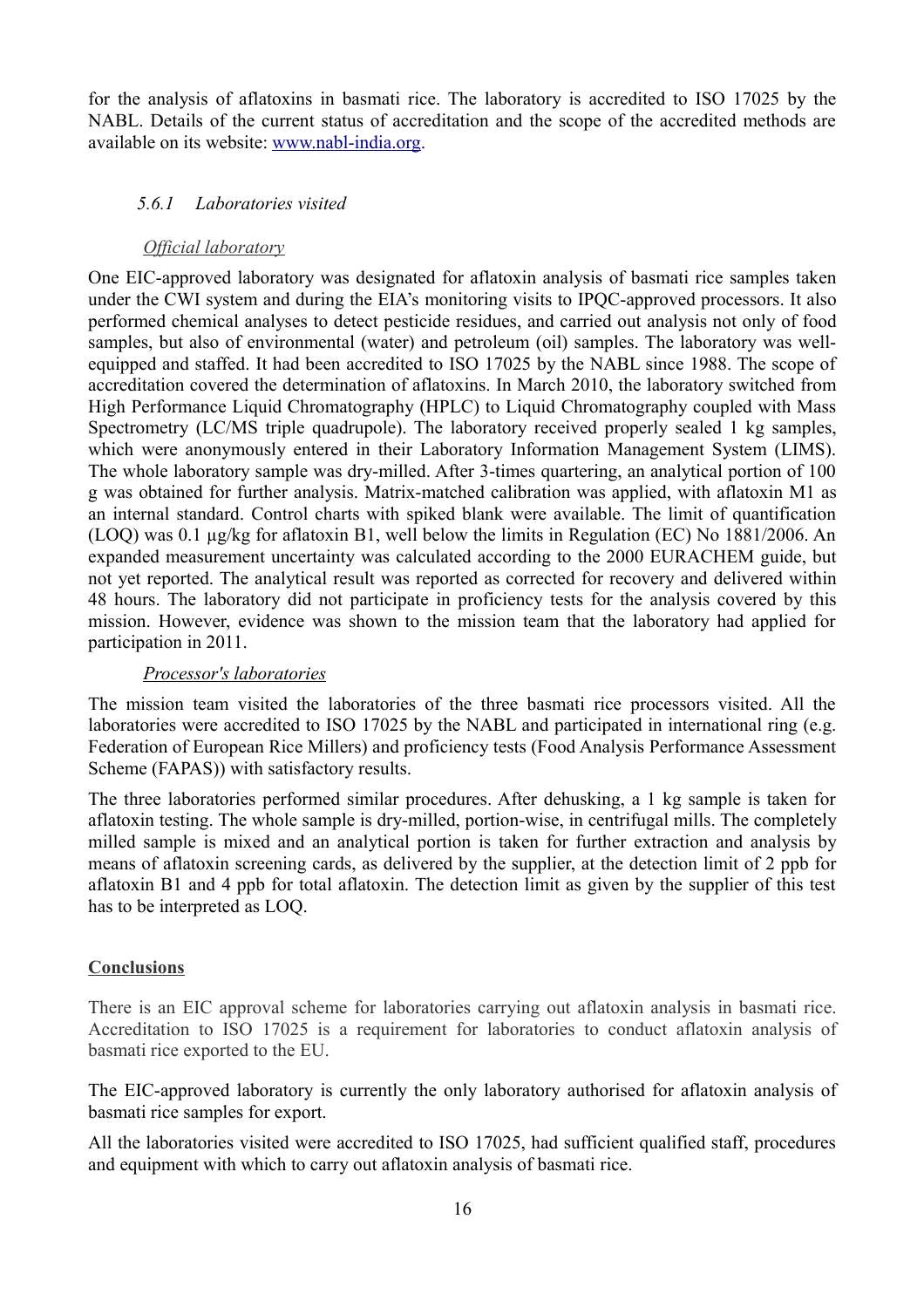for the analysis of aflatoxins in basmati rice. The laboratory is accredited to ISO 17025 by the NABL. Details of the current status of accreditation and the scope of the accredited methods are available on its website: [www.nabl-india.org](www.nabl-india.org).

### *5.6.1 Laboratories visited*

*Official laboratory*

One EIC-approved laboratory was designated for aflatoxin analysis of basmati rice samples taken under the CWI system and during the EIA's monitoring visits to IPQC-approved processors. It also performed chemical analyses to detect pesticide residues, and carried out analysis not only of food samples, but also of environmental (water) and petroleum (oil) samples. The laboratory was well-equipped and staffed. It had been accredited to ISO 17025 by the NABL since 1988. The scope of accreditation covered the determination of aflatoxins. In March 2010, the laboratory switched from High Performance Liquid Chromatography (HPLC) to Liquid Chromatography coupled with Mass Spectrometry (LC/MS triple quadrupole). The laboratory received properly sealed 1 kg samples, which were anonymously entered in their Laboratory Information Management System (LIMS). The whole laboratory sample was dry-milled. After 3-times quartering, an analytical portion of 100 g was obtained for further analysis. Matrix-matched calibration was applied, with aflatoxin M1 as an internal standard. Control charts with spiked blank were available. The limit of quantification (LOQ) was 0.1 µg/kg for aflatoxin B1, well below the limits in Regulation (EC) No 1881/2006. An expanded measurement uncertainty was calculated according to the 2000 EURACHEM guide, but not yet reported. The analytical result was reported as corrected for recovery and delivered within 48 hours. The laboratory did not participate in proficiency tests for the analysis covered by this mission. However, evidence was shown to the mission team that the laboratory had applied for participation in 2011.

*Processor's laboratories*

The mission team visited the laboratories of the three basmati rice processors visited. All the laboratories were accredited to ISO 17025 by the NABL and participated in international ring (e.g. Federation of European Rice Millers) and proficiency tests (Food Analysis Performance Assessment Scheme (FAPAS)) with satisfactory results.

The three laboratories performed similar procedures. After dehusking, a 1 kg sample is taken for aflatoxin testing. The whole sample is dry-milled, portion-wise, in centrifugal mills. The completely milled sample is mixed and an analytical portion is taken for further extraction and analysis by means of aflatoxin screening cards, as delivered by the supplier, at the detection limit of 2 ppb for aflatoxin B1 and 4 ppb for total aflatoxin. The detection limit as given by the supplier of this test has to be interpreted as LOQ.

**Conclusions**

There is an EIC approval scheme for laboratories carrying out aflatoxin analysis in basmati rice. Accreditation to ISO 17025 is a requirement for laboratories to conduct aflatoxin analysis of basmati rice exported to the EU.

The EIC-approved laboratory is currently the only laboratory authorised for aflatoxin analysis of basmati rice samples for export.

All the laboratories visited were accredited to ISO 17025, had sufficient qualified staff, procedures and equipment with which to carry out aflatoxin analysis of basmati rice.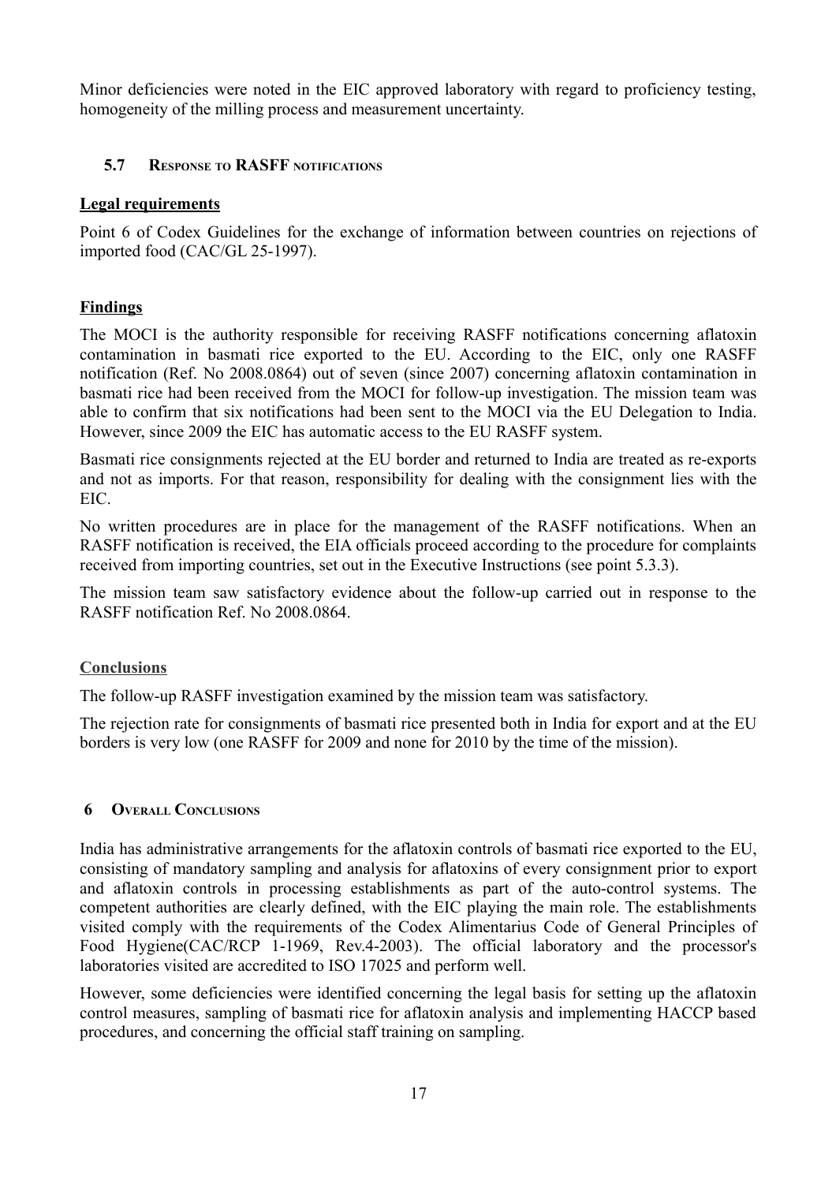Minor deficiencies were noted in the EIC approved laboratory with regard to proficiency testing, homogeneity of the milling process and measurement uncertainty.

### 5.7 Response to RASFF notifications

**Legal requirements**

Point 6 of Codex Guidelines for the exchange of information between countries on rejections of imported food (CAC/GL 25-1997).

**Findings**

The MOCI is the authority responsible for receiving RASFF notifications concerning aflatoxin contamination in basmati rice exported to the EU. According to the EIC, only one RASFF notification (Ref. No 2008.0864) out of seven (since 2007) concerning aflatoxin contamination in basmati rice had been received from the MOCI for follow-up investigation. The mission team was able to confirm that six notifications had been sent to the MOCI via the EU Delegation to India. However, since 2009 the EIC has automatic access to the EU RASFF system.

Basmati rice consignments rejected at the EU border and returned to India are treated as re-exports and not as imports. For that reason, responsibility for dealing with the consignment lies with the EIC.

No written procedures are in place for the management of the RASFF notifications. When an RASFF notification is received, the EIA officials proceed according to the procedure for complaints received from importing countries, set out in the Executive Instructions (see point 5.3.3).

The mission team saw satisfactory evidence about the follow-up carried out in response to the RASFF notification Ref. No 2008.0864.

**Conclusions**

The follow-up RASFF investigation examined by the mission team was satisfactory.

The rejection rate for consignments of basmati rice presented both in India for export and at the EU borders is very low (one RASFF for 2009 and none for 2010 by the time of the mission).

## 6 Overall Conclusions

India has administrative arrangements for the aflatoxin controls of basmati rice exported to the EU, consisting of mandatory sampling and analysis for aflatoxins of every consignment prior to export and aflatoxin controls in processing establishments as part of the auto-control systems. The competent authorities are clearly defined, with the EIC playing the main role. The establishments visited comply with the requirements of the Codex Alimentarius Code of General Principles of Food Hygiene(CAC/RCP 1-1969, Rev.4-2003). The official laboratory and the processor's laboratories visited are accredited to ISO 17025 and perform well.

However, some deficiencies were identified concerning the legal basis for setting up the aflatoxin control measures, sampling of basmati rice for aflatoxin analysis and implementing HACCP based procedures, and concerning the official staff training on sampling.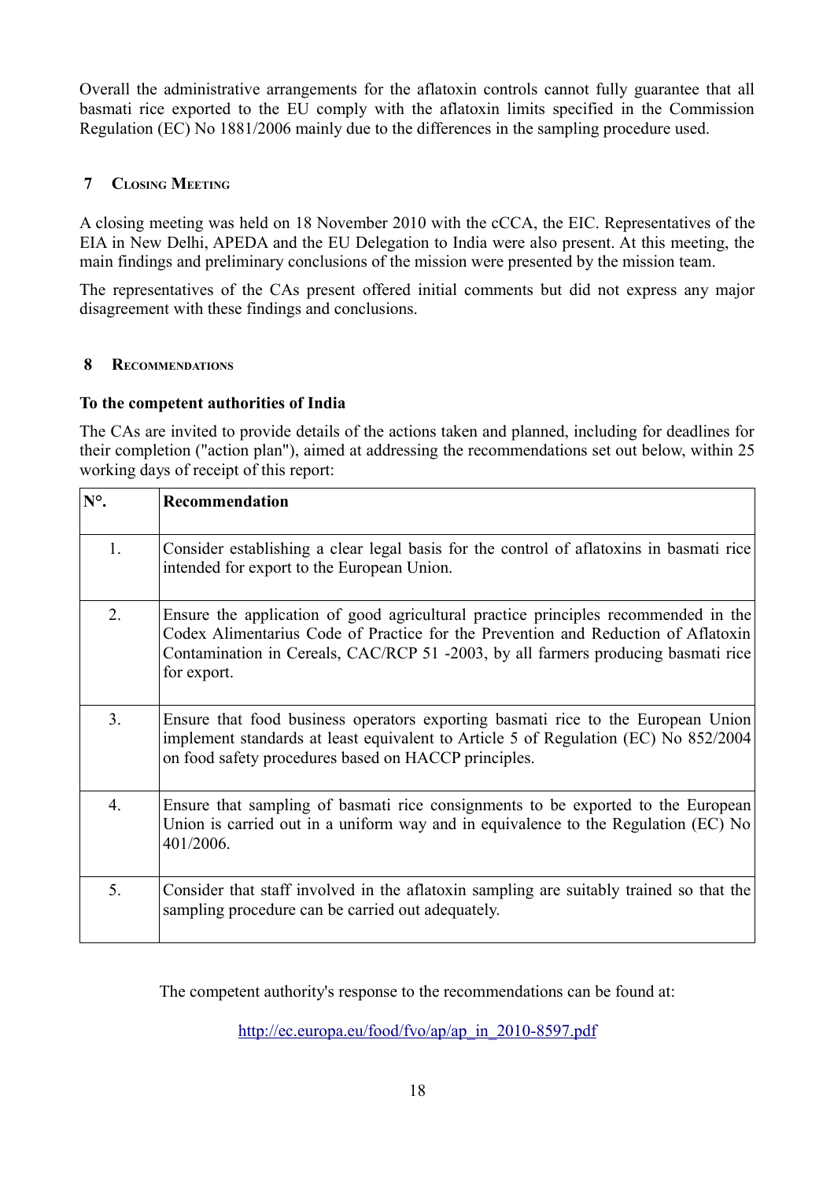Overall the administrative arrangements for the aflatoxin controls cannot fully guarantee that all basmati rice exported to the EU comply with the aflatoxin limits specified in the Commission Regulation (EC) No 1881/2006 mainly due to the differences in the sampling procedure used.

## 7 Closing Meeting

A closing meeting was held on 18 November 2010 with the cCCA, the EIC. Representatives of the EIA in New Delhi, APEDA and the EU Delegation to India were also present. At this meeting, the main findings and preliminary conclusions of the mission were presented by the mission team.

The representatives of the CAs present offered initial comments but did not express any major disagreement with these findings and conclusions.

## 8 Recommendations

**To the competent authorities of India**

The CAs are invited to provide details of the actions taken and planned, including for deadlines for their completion ("action plan"), aimed at addressing the recommendations set out below, within 25 working days of receipt of this report:

| N°. | Recommendation |
|---|---|
| 1. | Consider establishing a clear legal basis for the control of aflatoxins in basmati rice intended for export to the European Union. |
| 2. | Ensure the application of good agricultural practice principles recommended in the Codex Alimentarius Code of Practice for the Prevention and Reduction of Aflatoxin Contamination in Cereals, CAC/RCP 51 -2003, by all farmers producing basmati rice for export. |
| 3. | Ensure that food business operators exporting basmati rice to the European Union implement standards at least equivalent to Article 5 of Regulation (EC) No 852/2004 on food safety procedures based on HACCP principles. |
| 4. | Ensure that sampling of basmati rice consignments to be exported to the European Union is carried out in a uniform way and in equivalence to the Regulation (EC) No 401/2006. |
| 5. | Consider that staff involved in the aflatoxin sampling are suitably trained so that the sampling procedure can be carried out adequately. |

The competent authority's response to the recommendations can be found at:

http://ec.europa.eu/food/fvo/ap/ap_in_2010-8597.pdf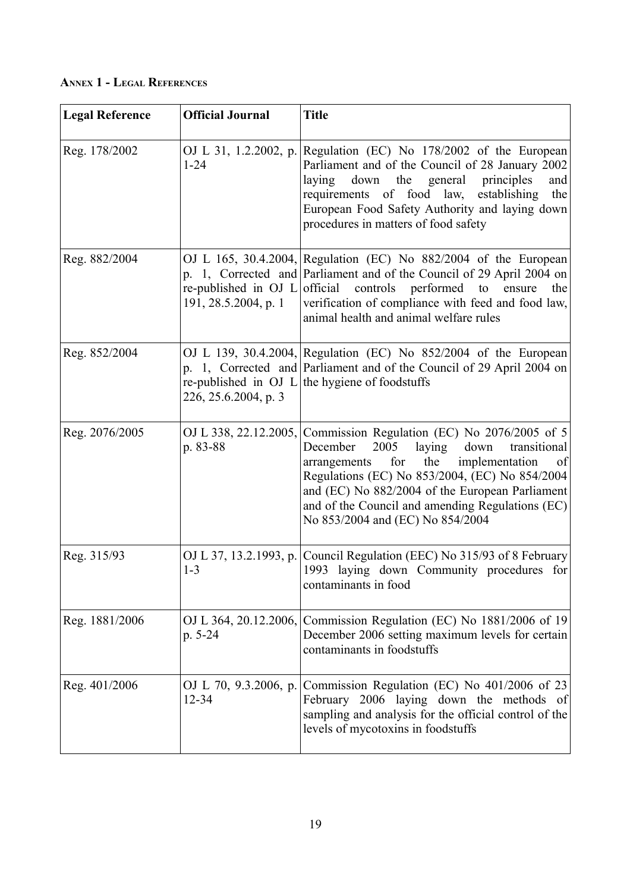**ANNEX 1 - LEGAL REFERENCES**

| Legal Reference | Official Journal | Title |
| --- | --- | --- |
| Reg. 178/2002 | OJ L 31, 1.2.2002, p. 1-24 | Regulation (EC) No 178/2002 of the European Parliament and of the Council of 28 January 2002 laying down the general principles and requirements of food law, establishing the European Food Safety Authority and laying down procedures in matters of food safety |
| Reg. 882/2004 | OJ L 165, 30.4.2004, p. 1, Corrected and re-published in OJ L 191, 28.5.2004, p. 1 | Regulation (EC) No 882/2004 of the European Parliament and of the Council of 29 April 2004 on official controls performed to ensure the verification of compliance with feed and food law, animal health and animal welfare rules |
| Reg. 852/2004 | OJ L 139, 30.4.2004, p. 1, Corrected and re-published in OJ L 226, 25.6.2004, p. 3 | Regulation (EC) No 852/2004 of the European Parliament and of the Council of 29 April 2004 on the hygiene of foodstuffs |
| Reg. 2076/2005 | OJ L 338, 22.12.2005, p. 83-88 | Commission Regulation (EC) No 2076/2005 of 5 December 2005 laying down transitional arrangements for the implementation of Regulations (EC) No 853/2004, (EC) No 854/2004 and (EC) No 882/2004 of the European Parliament and of the Council and amending Regulations (EC) No 853/2004 and (EC) No 854/2004 |
| Reg. 315/93 | OJ L 37, 13.2.1993, p. 1-3 | Council Regulation (EEC) No 315/93 of 8 February 1993 laying down Community procedures for contaminants in food |
| Reg. 1881/2006 | OJ L 364, 20.12.2006, p. 5-24 | Commission Regulation (EC) No 1881/2006 of 19 December 2006 setting maximum levels for certain contaminants in foodstuffs |
| Reg. 401/2006 | OJ L 70, 9.3.2006, p. 12-34 | Commission Regulation (EC) No 401/2006 of 23 February 2006 laying down the methods of sampling and analysis for the official control of the levels of mycotoxins in foodstuffs |